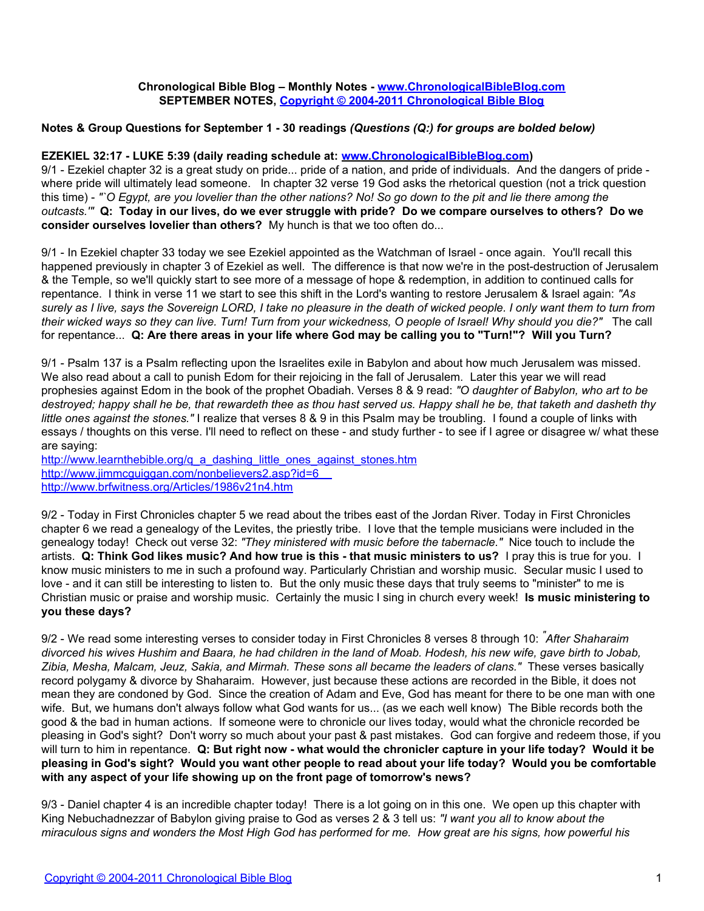**Chronological Bible Blog – Monthly Notes - www.ChronologicalBibleBlog.com**
**SEPTEMBER NOTES, Copyright © 2004-2011 Chronological Bible Blog**

**Notes & Group Questions for September 1 - 30 readings** ***(Questions (Q:) for groups are bolded below)***

**EZEKIEL 32:17 - LUKE 5:39 (daily reading schedule at: www.ChronologicalBibleBlog.com)**

9/1 - Ezekiel chapter 32 is a great study on pride... pride of a nation, and pride of individuals. And the dangers of pride - where pride will ultimately lead someone. In chapter 32 verse 19 God asks the rhetorical question (not a trick question this time) - *"`O Egypt, are you lovelier than the other nations? No! So go down to the pit and lie there among the outcasts.'"* **Q: Today in our lives, do we ever struggle with pride? Do we compare ourselves to others? Do we consider ourselves lovelier than others?** My hunch is that we too often do...

9/1 - In Ezekiel chapter 33 today we see Ezekiel appointed as the Watchman of Israel - once again. You'll recall this happened previously in chapter 3 of Ezekiel as well. The difference is that now we're in the post-destruction of Jerusalem & the Temple, so we'll quickly start to see more of a message of hope & redemption, in addition to continued calls for repentance. I think in verse 11 we start to see this shift in the Lord's wanting to restore Jerusalem & Israel again: *"As surely as I live, says the Sovereign LORD, I take no pleasure in the death of wicked people. I only want them to turn from their wicked ways so they can live. Turn! Turn from your wickedness, O people of Israel! Why should you die?"* The call for repentance... **Q: Are there areas in your life where God may be calling you to "Turn!"? Will you Turn?**

9/1 - Psalm 137 is a Psalm reflecting upon the Israelites exile in Babylon and about how much Jerusalem was missed. We also read about a call to punish Edom for their rejoicing in the fall of Jerusalem. Later this year we will read prophesies against Edom in the book of the prophet Obadiah. Verses 8 & 9 read: *"O daughter of Babylon, who art to be destroyed; happy shall he be, that rewardeth thee as thou hast served us. Happy shall he be, that taketh and dasheth thy little ones against the stones."* I realize that verses 8 & 9 in this Psalm may be troubling. I found a couple of links with essays / thoughts on this verse. I'll need to reflect on these - and study further - to see if I agree or disagree w/ what these are saying:
http://www.learnthebible.org/q_a_dashing_little_ones_against_stones.htm
http://www.jimmcguiggan.com/nonbelievers2.asp?id=6
http://www.brfwitness.org/Articles/1986v21n4.htm

9/2 - Today in First Chronicles chapter 5 we read about the tribes east of the Jordan River. Today in First Chronicles chapter 6 we read a genealogy of the Levites, the priestly tribe. I love that the temple musicians were included in the genealogy today! Check out verse 32: *"They ministered with music before the tabernacle."* Nice touch to include the artists. **Q: Think God likes music? And how true is this - that music ministers to us?** I pray this is true for you. I know music ministers to me in such a profound way. Particularly Christian and worship music. Secular music I used to love - and it can still be interesting to listen to. But the only music these days that truly seems to "minister" to me is Christian music or praise and worship music. Certainly the music I sing in church every week! **Is music ministering to you these days?**

9/2 - We read some interesting verses to consider today in First Chronicles 8 verses 8 through 10: *"After Shaharaim divorced his wives Hushim and Baara, he had children in the land of Moab. Hodesh, his new wife, gave birth to Jobab, Zibia, Mesha, Malcam, Jeuz, Sakia, and Mirmah. These sons all became the leaders of clans."* These verses basically record polygamy & divorce by Shaharaim. However, just because these actions are recorded in the Bible, it does not mean they are condoned by God. Since the creation of Adam and Eve, God has meant for there to be one man with one wife. But, we humans don't always follow what God wants for us... (as we each well know) The Bible records both the good & the bad in human actions. If someone were to chronicle our lives today, would what the chronicle recorded be pleasing in God's sight? Don't worry so much about your past & past mistakes. God can forgive and redeem those, if you will turn to him in repentance. **Q: But right now - what would the chronicler capture in your life today? Would it be pleasing in God's sight? Would you want other people to read about your life today? Would you be comfortable with any aspect of your life showing up on the front page of tomorrow's news?**

9/3 - Daniel chapter 4 is an incredible chapter today! There is a lot going on in this one. We open up this chapter with King Nebuchadnezzar of Babylon giving praise to God as verses 2 & 3 tell us: *"I want you all to know about the miraculous signs and wonders the Most High God has performed for me. How great are his signs, how powerful his*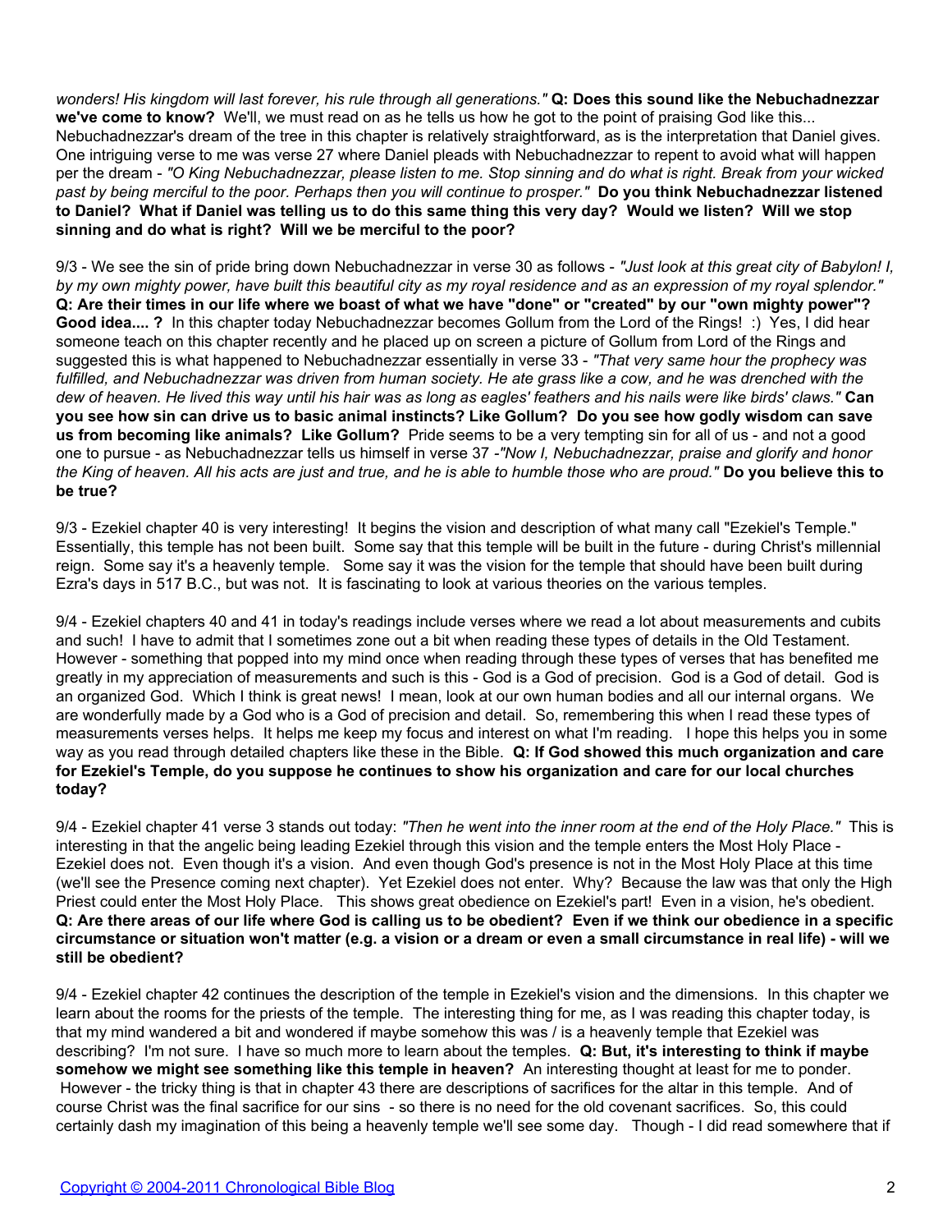*wonders! His kingdom will last forever, his rule through all generations."* **Q: Does this sound like the Nebuchadnezzar we've come to know?** We'll, we must read on as he tells us how he got to the point of praising God like this... Nebuchadnezzar's dream of the tree in this chapter is relatively straightforward, as is the interpretation that Daniel gives. One intriguing verse to me was verse 27 where Daniel pleads with Nebuchadnezzar to repent to avoid what will happen per the dream - *"O King Nebuchadnezzar, please listen to me. Stop sinning and do what is right. Break from your wicked past by being merciful to the poor. Perhaps then you will continue to prosper."* **Do you think Nebuchadnezzar listened to Daniel? What if Daniel was telling us to do this same thing this very day? Would we listen? Will we stop sinning and do what is right? Will we be merciful to the poor?**

9/3 - We see the sin of pride bring down Nebuchadnezzar in verse 30 as follows - *"Just look at this great city of Babylon! I, by my own mighty power, have built this beautiful city as my royal residence and as an expression of my royal splendor."* **Q: Are their times in our life where we boast of what we have "done" or "created" by our "own mighty power"? Good idea.... ?** In this chapter today Nebuchadnezzar becomes Gollum from the Lord of the Rings! :) Yes, I did hear someone teach on this chapter recently and he placed up on screen a picture of Gollum from Lord of the Rings and suggested this is what happened to Nebuchadnezzar essentially in verse 33 - *"That very same hour the prophecy was fulfilled, and Nebuchadnezzar was driven from human society. He ate grass like a cow, and he was drenched with the dew of heaven. He lived this way until his hair was as long as eagles' feathers and his nails were like birds' claws."* **Can you see how sin can drive us to basic animal instincts? Like Gollum? Do you see how godly wisdom can save us from becoming like animals? Like Gollum?** Pride seems to be a very tempting sin for all of us - and not a good one to pursue - as Nebuchadnezzar tells us himself in verse 37 -*"Now I, Nebuchadnezzar, praise and glorify and honor the King of heaven. All his acts are just and true, and he is able to humble those who are proud."* **Do you believe this to be true?**

9/3 - Ezekiel chapter 40 is very interesting! It begins the vision and description of what many call "Ezekiel's Temple." Essentially, this temple has not been built. Some say that this temple will be built in the future - during Christ's millennial reign. Some say it's a heavenly temple. Some say it was the vision for the temple that should have been built during Ezra's days in 517 B.C., but was not. It is fascinating to look at various theories on the various temples.

9/4 - Ezekiel chapters 40 and 41 in today's readings include verses where we read a lot about measurements and cubits and such! I have to admit that I sometimes zone out a bit when reading these types of details in the Old Testament. However - something that popped into my mind once when reading through these types of verses that has benefited me greatly in my appreciation of measurements and such is this - God is a God of precision. God is a God of detail. God is an organized God. Which I think is great news! I mean, look at our own human bodies and all our internal organs. We are wonderfully made by a God who is a God of precision and detail. So, remembering this when I read these types of measurements verses helps. It helps me keep my focus and interest on what I'm reading. I hope this helps you in some way as you read through detailed chapters like these in the Bible. **Q: If God showed this much organization and care for Ezekiel's Temple, do you suppose he continues to show his organization and care for our local churches today?**

9/4 - Ezekiel chapter 41 verse 3 stands out today: *"Then he went into the inner room at the end of the Holy Place."* This is interesting in that the angelic being leading Ezekiel through this vision and the temple enters the Most Holy Place - Ezekiel does not. Even though it's a vision. And even though God's presence is not in the Most Holy Place at this time (we'll see the Presence coming next chapter). Yet Ezekiel does not enter. Why? Because the law was that only the High Priest could enter the Most Holy Place. This shows great obedience on Ezekiel's part! Even in a vision, he's obedient. **Q: Are there areas of our life where God is calling us to be obedient? Even if we think our obedience in a specific circumstance or situation won't matter (e.g. a vision or a dream or even a small circumstance in real life) - will we still be obedient?**

9/4 - Ezekiel chapter 42 continues the description of the temple in Ezekiel's vision and the dimensions. In this chapter we learn about the rooms for the priests of the temple. The interesting thing for me, as I was reading this chapter today, is that my mind wandered a bit and wondered if maybe somehow this was / is a heavenly temple that Ezekiel was describing? I'm not sure. I have so much more to learn about the temples. **Q: But, it's interesting to think if maybe somehow we might see something like this temple in heaven?** An interesting thought at least for me to ponder. However - the tricky thing is that in chapter 43 there are descriptions of sacrifices for the altar in this temple. And of course Christ was the final sacrifice for our sins - so there is no need for the old covenant sacrifices. So, this could certainly dash my imagination of this being a heavenly temple we'll see some day. Though - I did read somewhere that if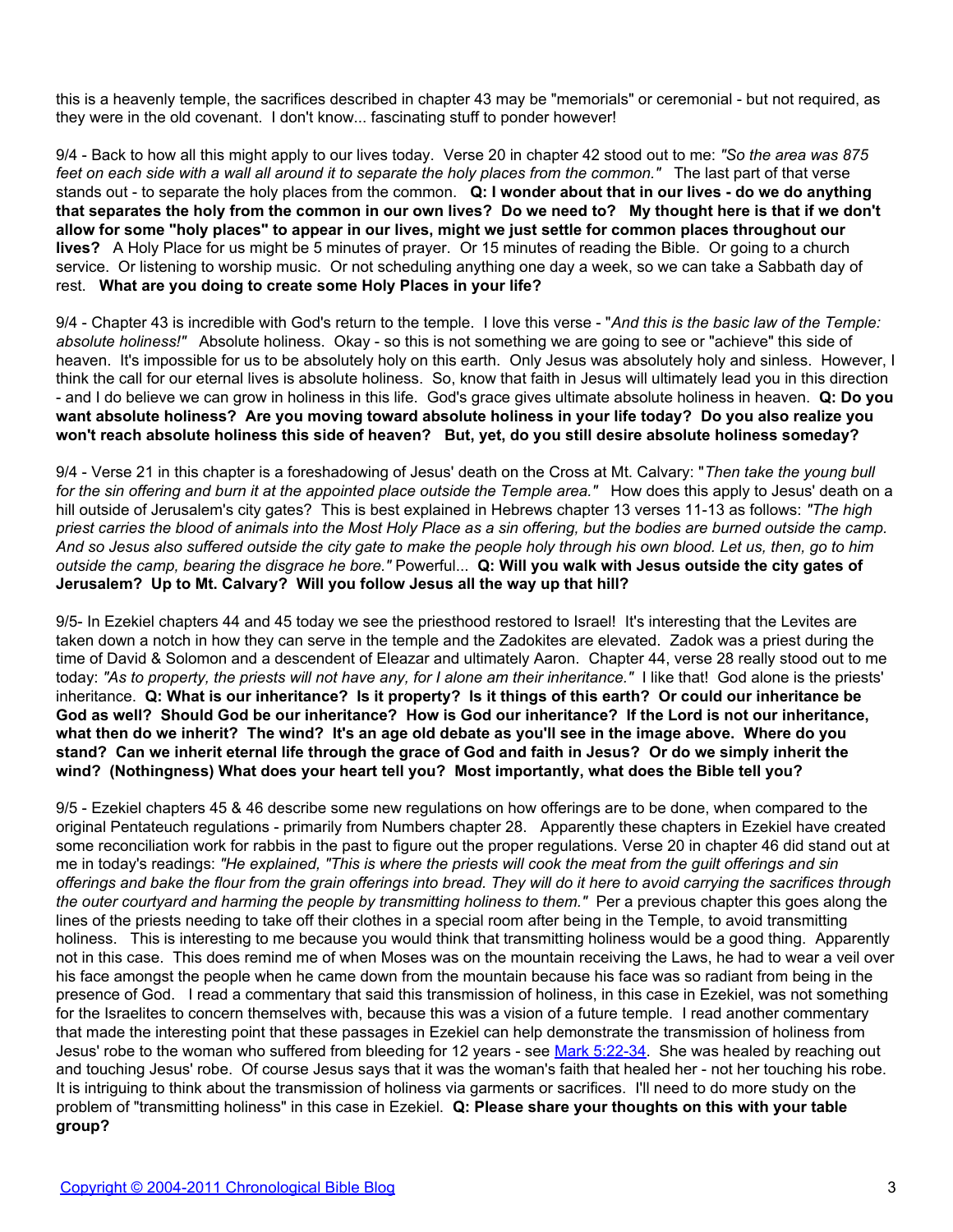this is a heavenly temple, the sacrifices described in chapter 43 may be "memorials" or ceremonial - but not required, as they were in the old covenant. I don't know... fascinating stuff to ponder however!

9/4 - Back to how all this might apply to our lives today. Verse 20 in chapter 42 stood out to me: *"So the area was 875 feet on each side with a wall all around it to separate the holy places from the common."* The last part of that verse stands out - to separate the holy places from the common. **Q: I wonder about that in our lives - do we do anything that separates the holy from the common in our own lives? Do we need to? My thought here is that if we don't allow for some "holy places" to appear in our lives, might we just settle for common places throughout our lives?** A Holy Place for us might be 5 minutes of prayer. Or 15 minutes of reading the Bible. Or going to a church service. Or listening to worship music. Or not scheduling anything one day a week, so we can take a Sabbath day of rest. **What are you doing to create some Holy Places in your life?**

9/4 - Chapter 43 is incredible with God's return to the temple. I love this verse - "*And this is the basic law of the Temple: absolute holiness!"* Absolute holiness. Okay - so this is not something we are going to see or "achieve" this side of heaven. It's impossible for us to be absolutely holy on this earth. Only Jesus was absolutely holy and sinless. However, I think the call for our eternal lives is absolute holiness. So, know that faith in Jesus will ultimately lead you in this direction - and I do believe we can grow in holiness in this life. God's grace gives ultimate absolute holiness in heaven. **Q: Do you want absolute holiness? Are you moving toward absolute holiness in your life today? Do you also realize you won't reach absolute holiness this side of heaven? But, yet, do you still desire absolute holiness someday?**

9/4 - Verse 21 in this chapter is a foreshadowing of Jesus' death on the Cross at Mt. Calvary: "*Then take the young bull for the sin offering and burn it at the appointed place outside the Temple area."* How does this apply to Jesus' death on a hill outside of Jerusalem's city gates? This is best explained in Hebrews chapter 13 verses 11-13 as follows: *"The high priest carries the blood of animals into the Most Holy Place as a sin offering, but the bodies are burned outside the camp. And so Jesus also suffered outside the city gate to make the people holy through his own blood. Let us, then, go to him outside the camp, bearing the disgrace he bore."* Powerful... **Q: Will you walk with Jesus outside the city gates of Jerusalem? Up to Mt. Calvary? Will you follow Jesus all the way up that hill?**

9/5- In Ezekiel chapters 44 and 45 today we see the priesthood restored to Israel! It's interesting that the Levites are taken down a notch in how they can serve in the temple and the Zadokites are elevated. Zadok was a priest during the time of David & Solomon and a descendent of Eleazar and ultimately Aaron. Chapter 44, verse 28 really stood out to me today: *"As to property, the priests will not have any, for I alone am their inheritance."* I like that! God alone is the priests' inheritance. **Q: What is our inheritance? Is it property? Is it things of this earth? Or could our inheritance be God as well? Should God be our inheritance? How is God our inheritance? If the Lord is not our inheritance, what then do we inherit? The wind? It's an age old debate as you'll see in the image above. Where do you stand? Can we inherit eternal life through the grace of God and faith in Jesus? Or do we simply inherit the wind? (Nothingness) What does your heart tell you? Most importantly, what does the Bible tell you?**

9/5 - Ezekiel chapters 45 & 46 describe some new regulations on how offerings are to be done, when compared to the original Pentateuch regulations - primarily from Numbers chapter 28. Apparently these chapters in Ezekiel have created some reconciliation work for rabbis in the past to figure out the proper regulations. Verse 20 in chapter 46 did stand out at me in today's readings: *"He explained, "This is where the priests will cook the meat from the guilt offerings and sin offerings and bake the flour from the grain offerings into bread. They will do it here to avoid carrying the sacrifices through the outer courtyard and harming the people by transmitting holiness to them."* Per a previous chapter this goes along the lines of the priests needing to take off their clothes in a special room after being in the Temple, to avoid transmitting holiness. This is interesting to me because you would think that transmitting holiness would be a good thing. Apparently not in this case. This does remind me of when Moses was on the mountain receiving the Laws, he had to wear a veil over his face amongst the people when he came down from the mountain because his face was so radiant from being in the presence of God. I read a commentary that said this transmission of holiness, in this case in Ezekiel, was not something for the Israelites to concern themselves with, because this was a vision of a future temple. I read another commentary that made the interesting point that these passages in Ezekiel can help demonstrate the transmission of holiness from Jesus' robe to the woman who suffered from bleeding for 12 years - see Mark 5:22-34. She was healed by reaching out and touching Jesus' robe. Of course Jesus says that it was the woman's faith that healed her - not her touching his robe. It is intriguing to think about the transmission of holiness via garments or sacrifices. I'll need to do more study on the problem of "transmitting holiness" in this case in Ezekiel. **Q: Please share your thoughts on this with your table group?**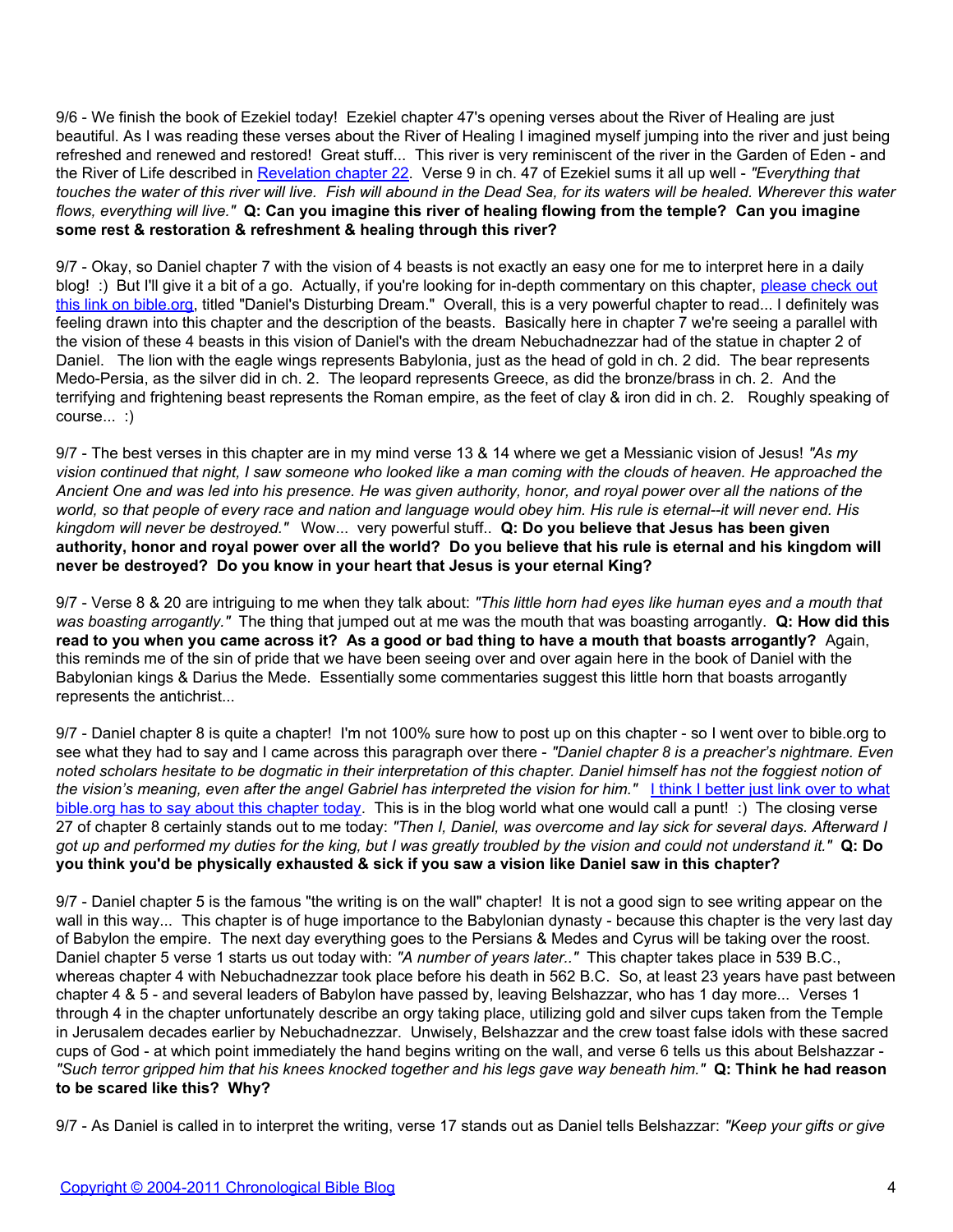9/6 - We finish the book of Ezekiel today! Ezekiel chapter 47's opening verses about the River of Healing are just beautiful. As I was reading these verses about the River of Healing I imagined myself jumping into the river and just being refreshed and renewed and restored! Great stuff... This river is very reminiscent of the river in the Garden of Eden - and the River of Life described in [Revelation chapter 22](). Verse 9 in ch. 47 of Ezekiel sums it all up well - *"Everything that touches the water of this river will live. Fish will abound in the Dead Sea, for its waters will be healed. Wherever this water flows, everything will live."* **Q: Can you imagine this river of healing flowing from the temple? Can you imagine some rest & restoration & refreshment & healing through this river?**

9/7 - Okay, so Daniel chapter 7 with the vision of 4 beasts is not exactly an easy one for me to interpret here in a daily blog! :) But I'll give it a bit of a go. Actually, if you're looking for in-depth commentary on this chapter, [please check out this link on bible.org](), titled "Daniel's Disturbing Dream." Overall, this is a very powerful chapter to read... I definitely was feeling drawn into this chapter and the description of the beasts. Basically here in chapter 7 we're seeing a parallel with the vision of these 4 beasts in this vision of Daniel's with the dream Nebuchadnezzar had of the statue in chapter 2 of Daniel. The lion with the eagle wings represents Babylonia, just as the head of gold in ch. 2 did. The bear represents Medo-Persia, as the silver did in ch. 2. The leopard represents Greece, as did the bronze/brass in ch. 2. And the terrifying and frightening beast represents the Roman empire, as the feet of clay & iron did in ch. 2. Roughly speaking of course... :)

9/7 - The best verses in this chapter are in my mind verse 13 & 14 where we get a Messianic vision of Jesus! *"As my vision continued that night, I saw someone who looked like a man coming with the clouds of heaven. He approached the Ancient One and was led into his presence. He was given authority, honor, and royal power over all the nations of the world, so that people of every race and nation and language would obey him. His rule is eternal--it will never end. His kingdom will never be destroyed."* Wow... very powerful stuff.. **Q: Do you believe that Jesus has been given authority, honor and royal power over all the world? Do you believe that his rule is eternal and his kingdom will never be destroyed? Do you know in your heart that Jesus is your eternal King?**

9/7 - Verse 8 & 20 are intriguing to me when they talk about: *"This little horn had eyes like human eyes and a mouth that was boasting arrogantly."* The thing that jumped out at me was the mouth that was boasting arrogantly. **Q: How did this read to you when you came across it? As a good or bad thing to have a mouth that boasts arrogantly?** Again, this reminds me of the sin of pride that we have been seeing over and over again here in the book of Daniel with the Babylonian kings & Darius the Mede. Essentially some commentaries suggest this little horn that boasts arrogantly represents the antichrist...

9/7 - Daniel chapter 8 is quite a chapter! I'm not 100% sure how to post up on this chapter - so I went over to bible.org to see what they had to say and I came across this paragraph over there - *"Daniel chapter 8 is a preacher's nightmare. Even noted scholars hesitate to be dogmatic in their interpretation of this chapter. Daniel himself has not the foggiest notion of the vision's meaning, even after the angel Gabriel has interpreted the vision for him."* [I think I better just link over to what bible.org has to say about this chapter today](). This is in the blog world what one would call a punt! :) The closing verse 27 of chapter 8 certainly stands out to me today: *"Then I, Daniel, was overcome and lay sick for several days. Afterward I got up and performed my duties for the king, but I was greatly troubled by the vision and could not understand it."* **Q: Do you think you'd be physically exhausted & sick if you saw a vision like Daniel saw in this chapter?**

9/7 - Daniel chapter 5 is the famous "the writing is on the wall" chapter! It is not a good sign to see writing appear on the wall in this way... This chapter is of huge importance to the Babylonian dynasty - because this chapter is the very last day of Babylon the empire. The next day everything goes to the Persians & Medes and Cyrus will be taking over the roost. Daniel chapter 5 verse 1 starts us out today with: *"A number of years later.."* This chapter takes place in 539 B.C., whereas chapter 4 with Nebuchadnezzar took place before his death in 562 B.C. So, at least 23 years have past between chapter 4 & 5 - and several leaders of Babylon have passed by, leaving Belshazzar, who has 1 day more... Verses 1 through 4 in the chapter unfortunately describe an orgy taking place, utilizing gold and silver cups taken from the Temple in Jerusalem decades earlier by Nebuchadnezzar. Unwisely, Belshazzar and the crew toast false idols with these sacred cups of God - at which point immediately the hand begins writing on the wall, and verse 6 tells us this about Belshazzar - *"Such terror gripped him that his knees knocked together and his legs gave way beneath him."* **Q: Think he had reason to be scared like this? Why?**

9/7 - As Daniel is called in to interpret the writing, verse 17 stands out as Daniel tells Belshazzar: *"Keep your gifts or give*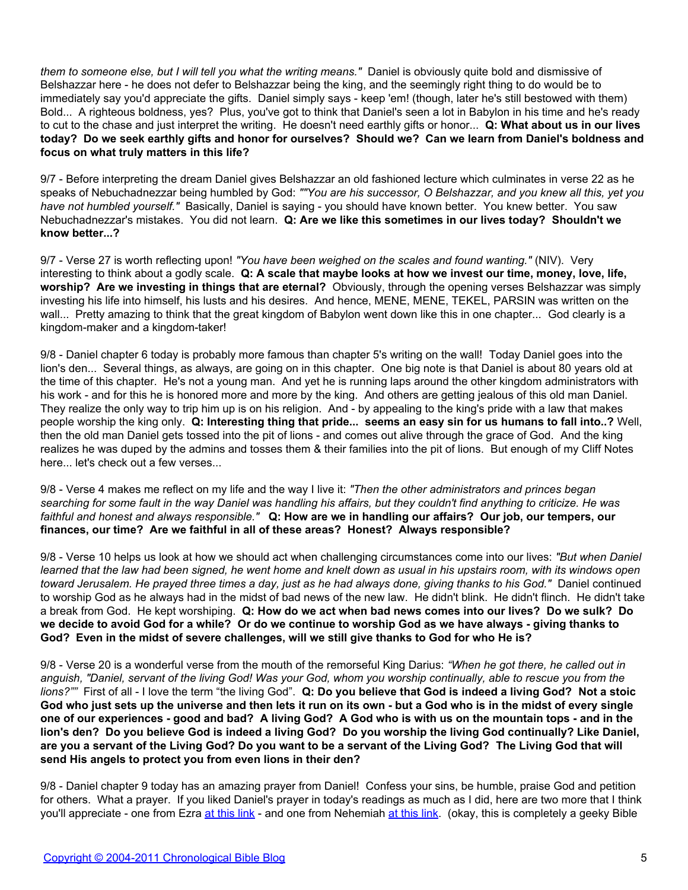*them to someone else, but I will tell you what the writing means."* Daniel is obviously quite bold and dismissive of Belshazzar here - he does not defer to Belshazzar being the king, and the seemingly right thing to do would be to immediately say you'd appreciate the gifts. Daniel simply says - keep 'em! (though, later he's still bestowed with them) Bold... A righteous boldness, yes? Plus, you've got to think that Daniel's seen a lot in Babylon in his time and he's ready to cut to the chase and just interpret the writing. He doesn't need earthly gifts or honor... **Q: What about us in our lives today? Do we seek earthly gifts and honor for ourselves? Should we? Can we learn from Daniel's boldness and focus on what truly matters in this life?**

9/7 - Before interpreting the dream Daniel gives Belshazzar an old fashioned lecture which culminates in verse 22 as he speaks of Nebuchadnezzar being humbled by God: *""You are his successor, O Belshazzar, and you knew all this, yet you have not humbled yourself."* Basically, Daniel is saying - you should have known better. You knew better. You saw Nebuchadnezzar's mistakes. You did not learn. **Q: Are we like this sometimes in our lives today? Shouldn't we know better...?**

9/7 - Verse 27 is worth reflecting upon! *"You have been weighed on the scales and found wanting."* (NIV). Very interesting to think about a godly scale. **Q: A scale that maybe looks at how we invest our time, money, love, life, worship? Are we investing in things that are eternal?** Obviously, through the opening verses Belshazzar was simply investing his life into himself, his lusts and his desires. And hence, MENE, MENE, TEKEL, PARSIN was written on the wall... Pretty amazing to think that the great kingdom of Babylon went down like this in one chapter... God clearly is a kingdom-maker and a kingdom-taker!

9/8 - Daniel chapter 6 today is probably more famous than chapter 5's writing on the wall! Today Daniel goes into the lion's den... Several things, as always, are going on in this chapter. One big note is that Daniel is about 80 years old at the time of this chapter. He's not a young man. And yet he is running laps around the other kingdom administrators with his work - and for this he is honored more and more by the king. And others are getting jealous of this old man Daniel. They realize the only way to trip him up is on his religion. And - by appealing to the king's pride with a law that makes people worship the king only. **Q: Interesting thing that pride... seems an easy sin for us humans to fall into..?** Well, then the old man Daniel gets tossed into the pit of lions - and comes out alive through the grace of God. And the king realizes he was duped by the admins and tosses them & their families into the pit of lions. But enough of my Cliff Notes here... let's check out a few verses...

9/8 - Verse 4 makes me reflect on my life and the way I live it: *"Then the other administrators and princes began searching for some fault in the way Daniel was handling his affairs, but they couldn't find anything to criticize. He was faithful and honest and always responsible."* **Q: How are we in handling our affairs? Our job, our tempers, our finances, our time? Are we faithful in all of these areas? Honest? Always responsible?**

9/8 - Verse 10 helps us look at how we should act when challenging circumstances come into our lives: *"But when Daniel learned that the law had been signed, he went home and knelt down as usual in his upstairs room, with its windows open toward Jerusalem. He prayed three times a day, just as he had always done, giving thanks to his God."* Daniel continued to worship God as he always had in the midst of bad news of the new law. He didn't blink. He didn't flinch. He didn't take a break from God. He kept worshiping. **Q: How do we act when bad news comes into our lives? Do we sulk? Do we decide to avoid God for a while? Or do we continue to worship God as we have always - giving thanks to God? Even in the midst of severe challenges, will we still give thanks to God for who He is?**

9/8 - Verse 20 is a wonderful verse from the mouth of the remorseful King Darius: *"When he got there, he called out in anguish, "Daniel, servant of the living God! Was your God, whom you worship continually, able to rescue you from the lions?""* First of all - I love the term "the living God". **Q: Do you believe that God is indeed a living God? Not a stoic God who just sets up the universe and then lets it run on its own - but a God who is in the midst of every single one of our experiences - good and bad? A living God? A God who is with us on the mountain tops - and in the lion's den? Do you believe God is indeed a living God? Do you worship the living God continually? Like Daniel, are you a servant of the Living God? Do you want to be a servant of the Living God? The Living God that will send His angels to protect you from even lions in their den?**

9/8 - Daniel chapter 9 today has an amazing prayer from Daniel! Confess your sins, be humble, praise God and petition for others. What a prayer. If you liked Daniel's prayer in today's readings as much as I did, here are two more that I think you'll appreciate - one from Ezra at this link - and one from Nehemiah at this link. (okay, this is completely a geeky Bible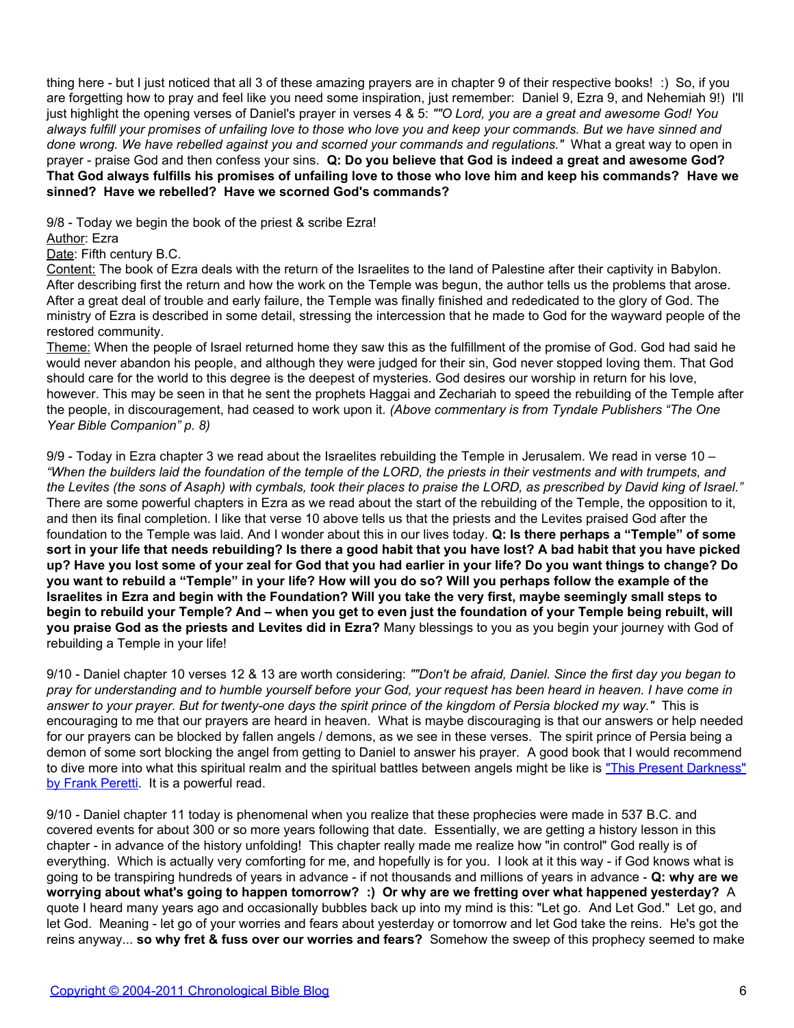thing here - but I just noticed that all 3 of these amazing prayers are in chapter 9 of their respective books! :) So, if you are forgetting how to pray and feel like you need some inspiration, just remember: Daniel 9, Ezra 9, and Nehemiah 9!) I'll just highlight the opening verses of Daniel's prayer in verses 4 & 5: *""O Lord, you are a great and awesome God! You always fulfill your promises of unfailing love to those who love you and keep your commands. But we have sinned and done wrong. We have rebelled against you and scorned your commands and regulations."* What a great way to open in prayer - praise God and then confess your sins. **Q: Do you believe that God is indeed a great and awesome God? That God always fulfills his promises of unfailing love to those who love him and keep his commands? Have we sinned? Have we rebelled? Have we scorned God's commands?**

9/8 - Today we begin the book of the priest & scribe Ezra!
Author: Ezra
Date: Fifth century B.C.
Content: The book of Ezra deals with the return of the Israelites to the land of Palestine after their captivity in Babylon. After describing first the return and how the work on the Temple was begun, the author tells us the problems that arose. After a great deal of trouble and early failure, the Temple was finally finished and rededicated to the glory of God. The ministry of Ezra is described in some detail, stressing the intercession that he made to God for the wayward people of the restored community.
Theme: When the people of Israel returned home they saw this as the fulfillment of the promise of God. God had said he would never abandon his people, and although they were judged for their sin, God never stopped loving them. That God should care for the world to this degree is the deepest of mysteries. God desires our worship in return for his love, however. This may be seen in that he sent the prophets Haggai and Zechariah to speed the rebuilding of the Temple after the people, in discouragement, had ceased to work upon it. *(Above commentary is from Tyndale Publishers "The One Year Bible Companion" p. 8)*

9/9 - Today in Ezra chapter 3 we read about the Israelites rebuilding the Temple in Jerusalem. We read in verse 10 – *"When the builders laid the foundation of the temple of the LORD, the priests in their vestments and with trumpets, and the Levites (the sons of Asaph) with cymbals, took their places to praise the LORD, as prescribed by David king of Israel."* There are some powerful chapters in Ezra as we read about the start of the rebuilding of the Temple, the opposition to it, and then its final completion. I like that verse 10 above tells us that the priests and the Levites praised God after the foundation to the Temple was laid. And I wonder about this in our lives today. **Q: Is there perhaps a "Temple" of some sort in your life that needs rebuilding? Is there a good habit that you have lost? A bad habit that you have picked up? Have you lost some of your zeal for God that you had earlier in your life? Do you want things to change? Do you want to rebuild a "Temple" in your life? How will you do so? Will you perhaps follow the example of the Israelites in Ezra and begin with the Foundation? Will you take the very first, maybe seemingly small steps to begin to rebuild your Temple? And – when you get to even just the foundation of your Temple being rebuilt, will you praise God as the priests and Levites did in Ezra?** Many blessings to you as you begin your journey with God of rebuilding a Temple in your life!

9/10 - Daniel chapter 10 verses 12 & 13 are worth considering: *""Don't be afraid, Daniel. Since the first day you began to pray for understanding and to humble yourself before your God, your request has been heard in heaven. I have come in answer to your prayer. But for twenty-one days the spirit prince of the kingdom of Persia blocked my way."* This is encouraging to me that our prayers are heard in heaven. What is maybe discouraging is that our answers or help needed for our prayers can be blocked by fallen angels / demons, as we see in these verses. The spirit prince of Persia being a demon of some sort blocking the angel from getting to Daniel to answer his prayer. A good book that I would recommend to dive more into what this spiritual realm and the spiritual battles between angels might be like is "This Present Darkness" by Frank Peretti. It is a powerful read.

9/10 - Daniel chapter 11 today is phenomenal when you realize that these prophecies were made in 537 B.C. and covered events for about 300 or so more years following that date. Essentially, we are getting a history lesson in this chapter - in advance of the history unfolding! This chapter really made me realize how "in control" God really is of everything. Which is actually very comforting for me, and hopefully is for you. I look at it this way - if God knows what is going to be transpiring hundreds of years in advance - if not thousands and millions of years in advance - **Q: why are we worrying about what's going to happen tomorrow? :) Or why are we fretting over what happened yesterday?** A quote I heard many years ago and occasionally bubbles back up into my mind is this: "Let go. And Let God." Let go, and let God. Meaning - let go of your worries and fears about yesterday or tomorrow and let God take the reins. He's got the reins anyway... **so why fret & fuss over our worries and fears?** Somehow the sweep of this prophecy seemed to make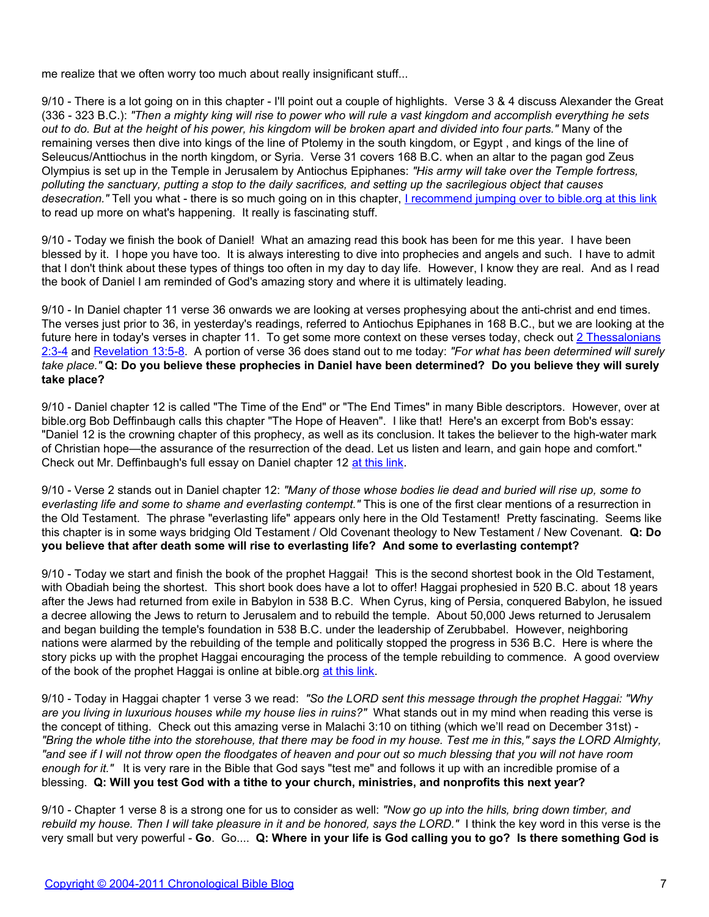me realize that we often worry too much about really insignificant stuff...

9/10 - There is a lot going on in this chapter - I'll point out a couple of highlights. Verse 3 & 4 discuss Alexander the Great (336 - 323 B.C.): *"Then a mighty king will rise to power who will rule a vast kingdom and accomplish everything he sets out to do. But at the height of his power, his kingdom will be broken apart and divided into four parts."* Many of the remaining verses then dive into kings of the line of Ptolemy in the south kingdom, or Egypt , and kings of the line of Seleucus/Anttiochus in the north kingdom, or Syria. Verse 31 covers 168 B.C. when an altar to the pagan god Zeus Olympius is set up in the Temple in Jerusalem by Antiochus Epiphanes: *"His army will take over the Temple fortress, polluting the sanctuary, putting a stop to the daily sacrifices, and setting up the sacrilegious object that causes desecration."* Tell you what - there is so much going on in this chapter, I recommend jumping over to bible.org at this link to read up more on what's happening. It really is fascinating stuff.

9/10 - Today we finish the book of Daniel! What an amazing read this book has been for me this year. I have been blessed by it. I hope you have too. It is always interesting to dive into prophecies and angels and such. I have to admit that I don't think about these types of things too often in my day to day life. However, I know they are real. And as I read the book of Daniel I am reminded of God's amazing story and where it is ultimately leading.

9/10 - In Daniel chapter 11 verse 36 onwards we are looking at verses prophesying about the anti-christ and end times. The verses just prior to 36, in yesterday's readings, referred to Antiochus Epiphanes in 168 B.C., but we are looking at the future here in today's verses in chapter 11. To get some more context on these verses today, check out 2 Thessalonians 2:3-4 and Revelation 13:5-8. A portion of verse 36 does stand out to me today: *"For what has been determined will surely take place."* **Q: Do you believe these prophecies in Daniel have been determined? Do you believe they will surely take place?**

9/10 - Daniel chapter 12 is called "The Time of the End" or "The End Times" in many Bible descriptors. However, over at bible.org Bob Deffinbaugh calls this chapter "The Hope of Heaven". I like that! Here's an excerpt from Bob's essay: "Daniel 12 is the crowning chapter of this prophecy, as well as its conclusion. It takes the believer to the high-water mark of Christian hope—the assurance of the resurrection of the dead. Let us listen and learn, and gain hope and comfort." Check out Mr. Deffinbaugh's full essay on Daniel chapter 12 at this link.

9/10 - Verse 2 stands out in Daniel chapter 12: *"Many of those whose bodies lie dead and buried will rise up, some to everlasting life and some to shame and everlasting contempt."* This is one of the first clear mentions of a resurrection in the Old Testament. The phrase "everlasting life" appears only here in the Old Testament! Pretty fascinating. Seems like this chapter is in some ways bridging Old Testament / Old Covenant theology to New Testament / New Covenant. **Q: Do you believe that after death some will rise to everlasting life? And some to everlasting contempt?**

9/10 - Today we start and finish the book of the prophet Haggai! This is the second shortest book in the Old Testament, with Obadiah being the shortest. This short book does have a lot to offer! Haggai prophesied in 520 B.C. about 18 years after the Jews had returned from exile in Babylon in 538 B.C. When Cyrus, king of Persia, conquered Babylon, he issued a decree allowing the Jews to return to Jerusalem and to rebuild the temple. About 50,000 Jews returned to Jerusalem and began building the temple's foundation in 538 B.C. under the leadership of Zerubbabel. However, neighboring nations were alarmed by the rebuilding of the temple and politically stopped the progress in 536 B.C. Here is where the story picks up with the prophet Haggai encouraging the process of the temple rebuilding to commence. A good overview of the book of the prophet Haggai is online at bible.org at this link.

9/10 - Today in Haggai chapter 1 verse 3 we read: *"So the LORD sent this message through the prophet Haggai: "Why are you living in luxurious houses while my house lies in ruins?"* What stands out in my mind when reading this verse is the concept of tithing. Check out this amazing verse in Malachi 3:10 on tithing (which we'll read on December 31st) - *"Bring the whole tithe into the storehouse, that there may be food in my house. Test me in this," says the LORD Almighty, "and see if I will not throw open the floodgates of heaven and pour out so much blessing that you will not have room enough for it."* It is very rare in the Bible that God says "test me" and follows it up with an incredible promise of a blessing. **Q: Will you test God with a tithe to your church, ministries, and nonprofits this next year?**

9/10 - Chapter 1 verse 8 is a strong one for us to consider as well: *"Now go up into the hills, bring down timber, and rebuild my house. Then I will take pleasure in it and be honored, says the LORD."* I think the key word in this verse is the very small but very powerful - **Go**. Go.... **Q: Where in your life is God calling you to go? Is there something God is**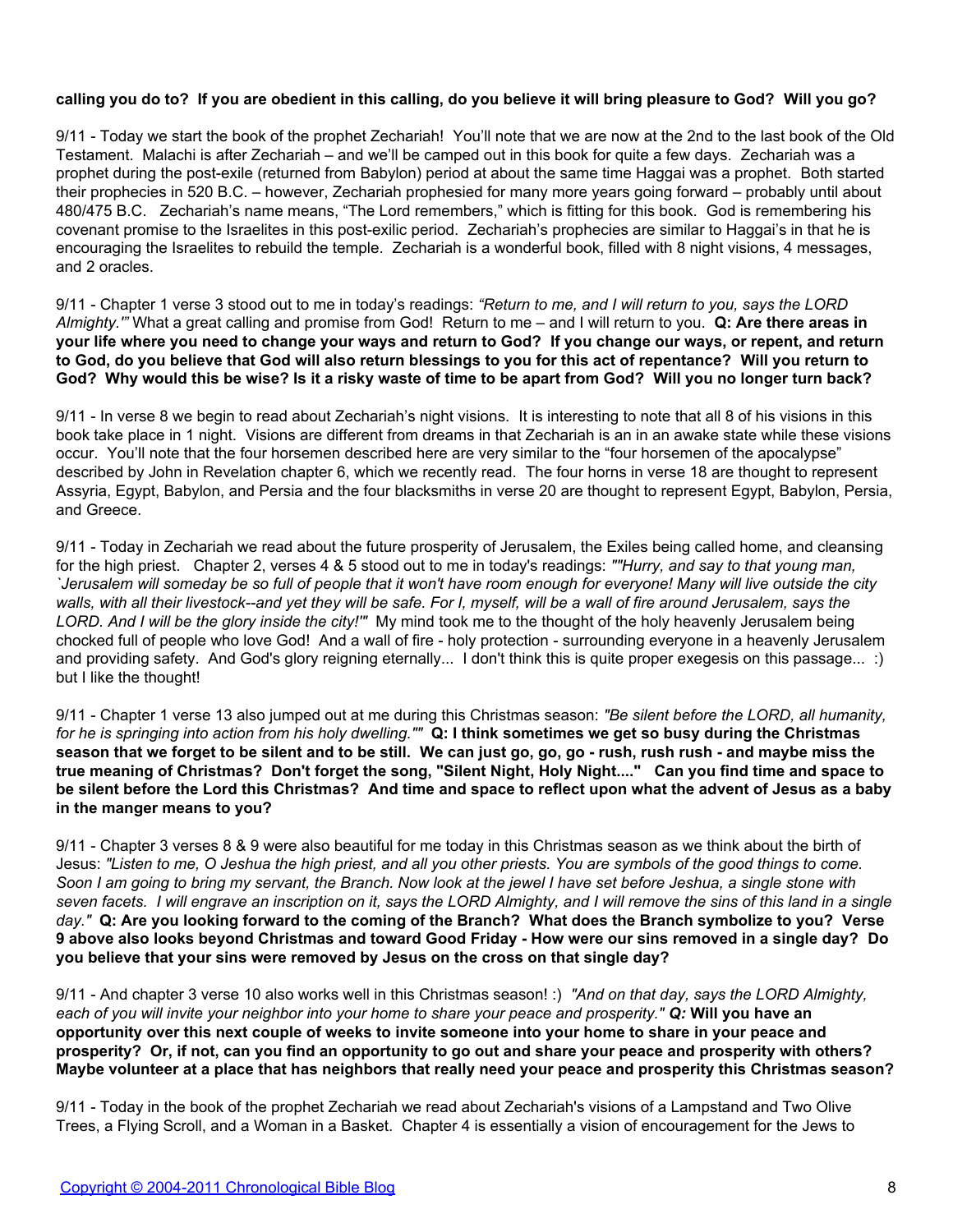**calling you do to? If you are obedient in this calling, do you believe it will bring pleasure to God? Will you go?**

9/11 - Today we start the book of the prophet Zechariah! You'll note that we are now at the 2nd to the last book of the Old Testament. Malachi is after Zechariah – and we'll be camped out in this book for quite a few days. Zechariah was a prophet during the post-exile (returned from Babylon) period at about the same time Haggai was a prophet. Both started their prophecies in 520 B.C. – however, Zechariah prophesied for many more years going forward – probably until about 480/475 B.C. Zechariah's name means, "The Lord remembers," which is fitting for this book. God is remembering his covenant promise to the Israelites in this post-exilic period. Zechariah's prophecies are similar to Haggai's in that he is encouraging the Israelites to rebuild the temple. Zechariah is a wonderful book, filled with 8 night visions, 4 messages, and 2 oracles.

9/11 - Chapter 1 verse 3 stood out to me in today's readings: *"Return to me, and I will return to you, says the LORD Almighty.'"* What a great calling and promise from God! Return to me – and I will return to you. **Q: Are there areas in your life where you need to change your ways and return to God? If you change our ways, or repent, and return to God, do you believe that God will also return blessings to you for this act of repentance? Will you return to God? Why would this be wise? Is it a risky waste of time to be apart from God? Will you no longer turn back?**

9/11 - In verse 8 we begin to read about Zechariah's night visions. It is interesting to note that all 8 of his visions in this book take place in 1 night. Visions are different from dreams in that Zechariah is an in an awake state while these visions occur. You'll note that the four horsemen described here are very similar to the "four horsemen of the apocalypse" described by John in Revelation chapter 6, which we recently read. The four horns in verse 18 are thought to represent Assyria, Egypt, Babylon, and Persia and the four blacksmiths in verse 20 are thought to represent Egypt, Babylon, Persia, and Greece.

9/11 - Today in Zechariah we read about the future prosperity of Jerusalem, the Exiles being called home, and cleansing for the high priest. Chapter 2, verses 4 & 5 stood out to me in today's readings: *""Hurry, and say to that young man, `Jerusalem will someday be so full of people that it won't have room enough for everyone! Many will live outside the city walls, with all their livestock--and yet they will be safe. For I, myself, will be a wall of fire around Jerusalem, says the LORD. And I will be the glory inside the city!'"* My mind took me to the thought of the holy heavenly Jerusalem being chocked full of people who love God! And a wall of fire - holy protection - surrounding everyone in a heavenly Jerusalem and providing safety. And God's glory reigning eternally... I don't think this is quite proper exegesis on this passage... :) but I like the thought!

9/11 - Chapter 1 verse 13 also jumped out at me during this Christmas season: *"Be silent before the LORD, all humanity, for he is springing into action from his holy dwelling.""* **Q: I think sometimes we get so busy during the Christmas season that we forget to be silent and to be still. We can just go, go, go - rush, rush rush - and maybe miss the true meaning of Christmas? Don't forget the song, "Silent Night, Holy Night...." Can you find time and space to be silent before the Lord this Christmas? And time and space to reflect upon what the advent of Jesus as a baby in the manger means to you?**

9/11 - Chapter 3 verses 8 & 9 were also beautiful for me today in this Christmas season as we think about the birth of Jesus: *"Listen to me, O Jeshua the high priest, and all you other priests. You are symbols of the good things to come. Soon I am going to bring my servant, the Branch. Now look at the jewel I have set before Jeshua, a single stone with seven facets. I will engrave an inscription on it, says the LORD Almighty, and I will remove the sins of this land in a single day."* **Q: Are you looking forward to the coming of the Branch? What does the Branch symbolize to you? Verse 9 above also looks beyond Christmas and toward Good Friday - How were our sins removed in a single day? Do you believe that your sins were removed by Jesus on the cross on that single day?**

9/11 - And chapter 3 verse 10 also works well in this Christmas season! :) *"And on that day, says the LORD Almighty, each of you will invite your neighbor into your home to share your peace and prosperity."* ***Q:*** **Will you have an opportunity over this next couple of weeks to invite someone into your home to share in your peace and prosperity? Or, if not, can you find an opportunity to go out and share your peace and prosperity with others? Maybe volunteer at a place that has neighbors that really need your peace and prosperity this Christmas season?**

9/11 - Today in the book of the prophet Zechariah we read about Zechariah's visions of a Lampstand and Two Olive Trees, a Flying Scroll, and a Woman in a Basket. Chapter 4 is essentially a vision of encouragement for the Jews to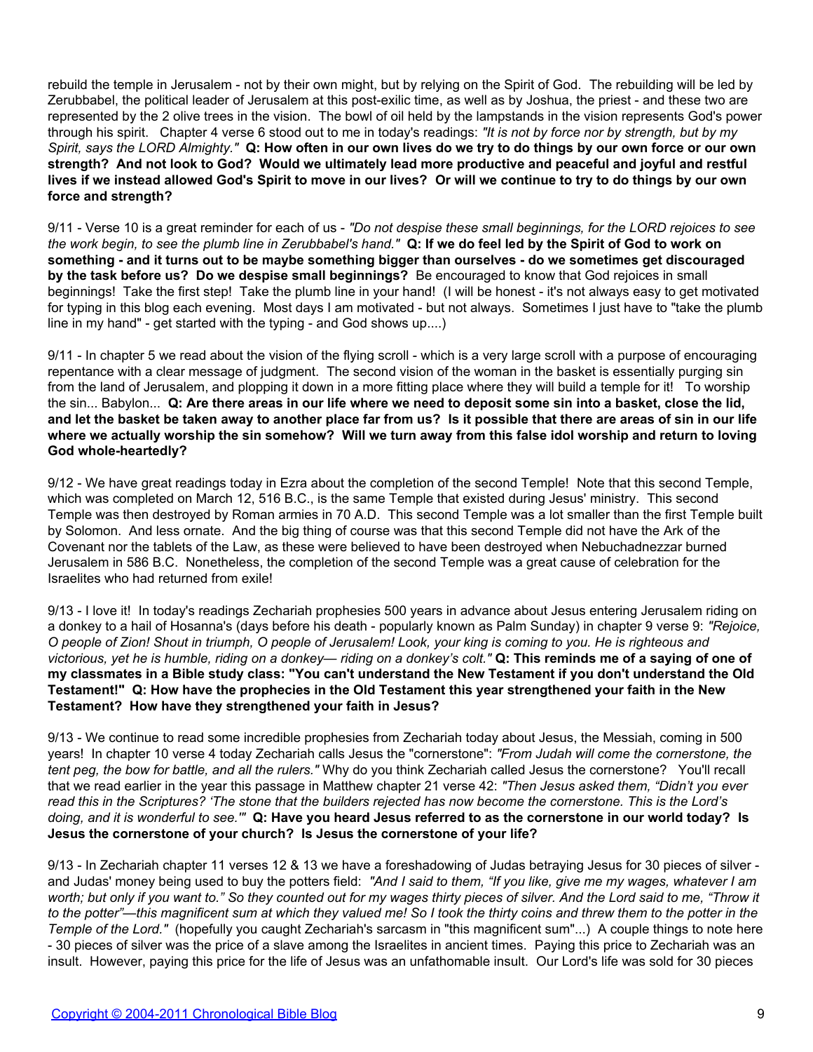rebuild the temple in Jerusalem - not by their own might, but by relying on the Spirit of God. The rebuilding will be led by Zerubbabel, the political leader of Jerusalem at this post-exilic time, as well as by Joshua, the priest - and these two are represented by the 2 olive trees in the vision. The bowl of oil held by the lampstands in the vision represents God's power through his spirit. Chapter 4 verse 6 stood out to me in today's readings: *"It is not by force nor by strength, but by my Spirit, says the LORD Almighty."* **Q: How often in our own lives do we try to do things by our own force or our own strength? And not look to God? Would we ultimately lead more productive and peaceful and joyful and restful lives if we instead allowed God's Spirit to move in our lives? Or will we continue to try to do things by our own force and strength?**

9/11 - Verse 10 is a great reminder for each of us - *"Do not despise these small beginnings, for the LORD rejoices to see the work begin, to see the plumb line in Zerubbabel's hand."* **Q: If we do feel led by the Spirit of God to work on something - and it turns out to be maybe something bigger than ourselves - do we sometimes get discouraged by the task before us? Do we despise small beginnings?** Be encouraged to know that God rejoices in small beginnings! Take the first step! Take the plumb line in your hand! (I will be honest - it's not always easy to get motivated for typing in this blog each evening. Most days I am motivated - but not always. Sometimes I just have to "take the plumb line in my hand" - get started with the typing - and God shows up....)

9/11 - In chapter 5 we read about the vision of the flying scroll - which is a very large scroll with a purpose of encouraging repentance with a clear message of judgment. The second vision of the woman in the basket is essentially purging sin from the land of Jerusalem, and plopping it down in a more fitting place where they will build a temple for it! To worship the sin... Babylon... **Q: Are there areas in our life where we need to deposit some sin into a basket, close the lid, and let the basket be taken away to another place far from us? Is it possible that there are areas of sin in our life where we actually worship the sin somehow? Will we turn away from this false idol worship and return to loving God whole-heartedly?**

9/12 - We have great readings today in Ezra about the completion of the second Temple! Note that this second Temple, which was completed on March 12, 516 B.C., is the same Temple that existed during Jesus' ministry. This second Temple was then destroyed by Roman armies in 70 A.D. This second Temple was a lot smaller than the first Temple built by Solomon. And less ornate. And the big thing of course was that this second Temple did not have the Ark of the Covenant nor the tablets of the Law, as these were believed to have been destroyed when Nebuchadnezzar burned Jerusalem in 586 B.C. Nonetheless, the completion of the second Temple was a great cause of celebration for the Israelites who had returned from exile!

9/13 - I love it! In today's readings Zechariah prophesies 500 years in advance about Jesus entering Jerusalem riding on a donkey to a hail of Hosanna's (days before his death - popularly known as Palm Sunday) in chapter 9 verse 9: *"Rejoice, O people of Zion! Shout in triumph, O people of Jerusalem! Look, your king is coming to you. He is righteous and victorious, yet he is humble, riding on a donkey— riding on a donkey's colt."* **Q: This reminds me of a saying of one of my classmates in a Bible study class: "You can't understand the New Testament if you don't understand the Old Testament!" Q: How have the prophecies in the Old Testament this year strengthened your faith in the New Testament? How have they strengthened your faith in Jesus?**

9/13 - We continue to read some incredible prophesies from Zechariah today about Jesus, the Messiah, coming in 500 years! In chapter 10 verse 4 today Zechariah calls Jesus the "cornerstone": *"From Judah will come the cornerstone, the tent peg, the bow for battle, and all the rulers."* Why do you think Zechariah called Jesus the cornerstone? You'll recall that we read earlier in the year this passage in Matthew chapter 21 verse 42: *"Then Jesus asked them, "Didn't you ever read this in the Scriptures? 'The stone that the builders rejected has now become the cornerstone. This is the Lord's doing, and it is wonderful to see.'"* **Q: Have you heard Jesus referred to as the cornerstone in our world today? Is Jesus the cornerstone of your church? Is Jesus the cornerstone of your life?**

9/13 - In Zechariah chapter 11 verses 12 & 13 we have a foreshadowing of Judas betraying Jesus for 30 pieces of silver - and Judas' money being used to buy the potters field: *"And I said to them, "If you like, give me my wages, whatever I am worth; but only if you want to." So they counted out for my wages thirty pieces of silver. And the Lord said to me, "Throw it to the potter"—this magnificent sum at which they valued me! So I took the thirty coins and threw them to the potter in the Temple of the Lord."* (hopefully you caught Zechariah's sarcasm in "this magnificent sum"...) A couple things to note here - 30 pieces of silver was the price of a slave among the Israelites in ancient times. Paying this price to Zechariah was an insult. However, paying this price for the life of Jesus was an unfathomable insult. Our Lord's life was sold for 30 pieces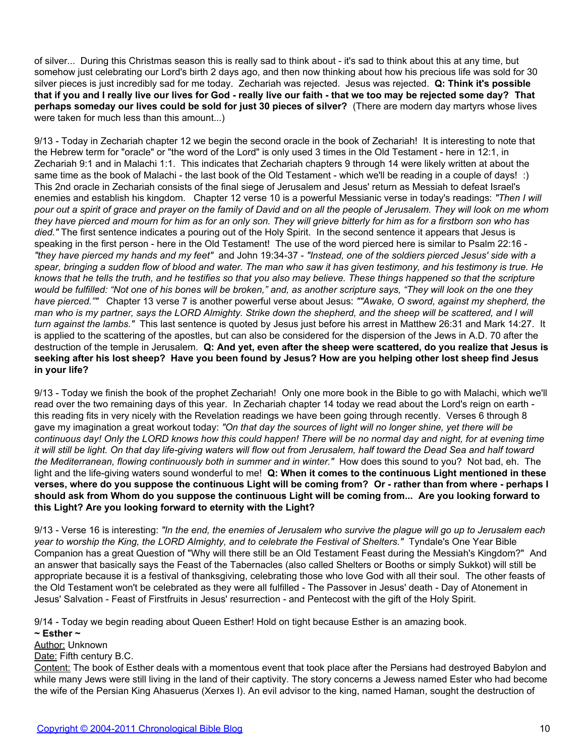of silver... During this Christmas season this is really sad to think about - it's sad to think about this at any time, but somehow just celebrating our Lord's birth 2 days ago, and then now thinking about how his precious life was sold for 30 silver pieces is just incredibly sad for me today. Zechariah was rejected. Jesus was rejected. **Q: Think it's possible that if you and I really live our lives for God - really live our faith - that we too may be rejected some day? That perhaps someday our lives could be sold for just 30 pieces of silver?** (There are modern day martyrs whose lives were taken for much less than this amount...)

9/13 - Today in Zechariah chapter 12 we begin the second oracle in the book of Zechariah! It is interesting to note that the Hebrew term for "oracle" or "the word of the Lord" is only used 3 times in the Old Testament - here in 12:1, in Zechariah 9:1 and in Malachi 1:1. This indicates that Zechariah chapters 9 through 14 were likely written at about the same time as the book of Malachi - the last book of the Old Testament - which we'll be reading in a couple of days! :) This 2nd oracle in Zechariah consists of the final siege of Jerusalem and Jesus' return as Messiah to defeat Israel's enemies and establish his kingdom. Chapter 12 verse 10 is a powerful Messianic verse in today's readings: *"Then I will pour out a spirit of grace and prayer on the family of David and on all the people of Jerusalem. They will look on me whom they have pierced and mourn for him as for an only son. They will grieve bitterly for him as for a firstborn son who has died."* The first sentence indicates a pouring out of the Holy Spirit. In the second sentence it appears that Jesus is speaking in the first person - here in the Old Testament! The use of the word pierced here is similar to Psalm 22:16 - *"they have pierced my hands and my feet"* and John 19:34-37 - *"Instead, one of the soldiers pierced Jesus' side with a spear, bringing a sudden flow of blood and water. The man who saw it has given testimony, and his testimony is true. He knows that he tells the truth, and he testifies so that you also may believe. These things happened so that the scripture would be fulfilled: "Not one of his bones will be broken," and, as another scripture says, "They will look on the one they have pierced.""* Chapter 13 verse 7 is another powerful verse about Jesus: *""Awake, O sword, against my shepherd, the man who is my partner, says the LORD Almighty. Strike down the shepherd, and the sheep will be scattered, and I will turn against the lambs."* This last sentence is quoted by Jesus just before his arrest in Matthew 26:31 and Mark 14:27. It is applied to the scattering of the apostles, but can also be considered for the dispersion of the Jews in A.D. 70 after the destruction of the temple in Jerusalem. **Q: And yet, even after the sheep were scattered, do you realize that Jesus is seeking after his lost sheep? Have you been found by Jesus? How are you helping other lost sheep find Jesus in your life?**

9/13 - Today we finish the book of the prophet Zechariah! Only one more book in the Bible to go with Malachi, which we'll read over the two remaining days of this year. In Zechariah chapter 14 today we read about the Lord's reign on earth - this reading fits in very nicely with the Revelation readings we have been going through recently. Verses 6 through 8 gave my imagination a great workout today: *"On that day the sources of light will no longer shine, yet there will be continuous day! Only the LORD knows how this could happen! There will be no normal day and night, for at evening time it will still be light. On that day life-giving waters will flow out from Jerusalem, half toward the Dead Sea and half toward the Mediterranean, flowing continuously both in summer and in winter."* How does this sound to you? Not bad, eh. The light and the life-giving waters sound wonderful to me! **Q: When it comes to the continuous Light mentioned in these verses, where do you suppose the continuous Light will be coming from? Or - rather than from where - perhaps I should ask from Whom do you suppose the continuous Light will be coming from... Are you looking forward to this Light? Are you looking forward to eternity with the Light?**

9/13 - Verse 16 is interesting: *"In the end, the enemies of Jerusalem who survive the plague will go up to Jerusalem each year to worship the King, the LORD Almighty, and to celebrate the Festival of Shelters."* Tyndale's One Year Bible Companion has a great Question of "Why will there still be an Old Testament Feast during the Messiah's Kingdom?" And an answer that basically says the Feast of the Tabernacles (also called Shelters or Booths or simply Sukkot) will still be appropriate because it is a festival of thanksgiving, celebrating those who love God with all their soul. The other feasts of the Old Testament won't be celebrated as they were all fulfilled - The Passover in Jesus' death - Day of Atonement in Jesus' Salvation - Feast of Firstfruits in Jesus' resurrection - and Pentecost with the gift of the Holy Spirit.

9/14 - Today we begin reading about Queen Esther! Hold on tight because Esther is an amazing book.

**~ Esther ~**

Author: Unknown

Date: Fifth century B.C.

Content: The book of Esther deals with a momentous event that took place after the Persians had destroyed Babylon and while many Jews were still living in the land of their captivity. The story concerns a Jewess named Ester who had become the wife of the Persian King Ahasuerus (Xerxes I). An evil advisor to the king, named Haman, sought the destruction of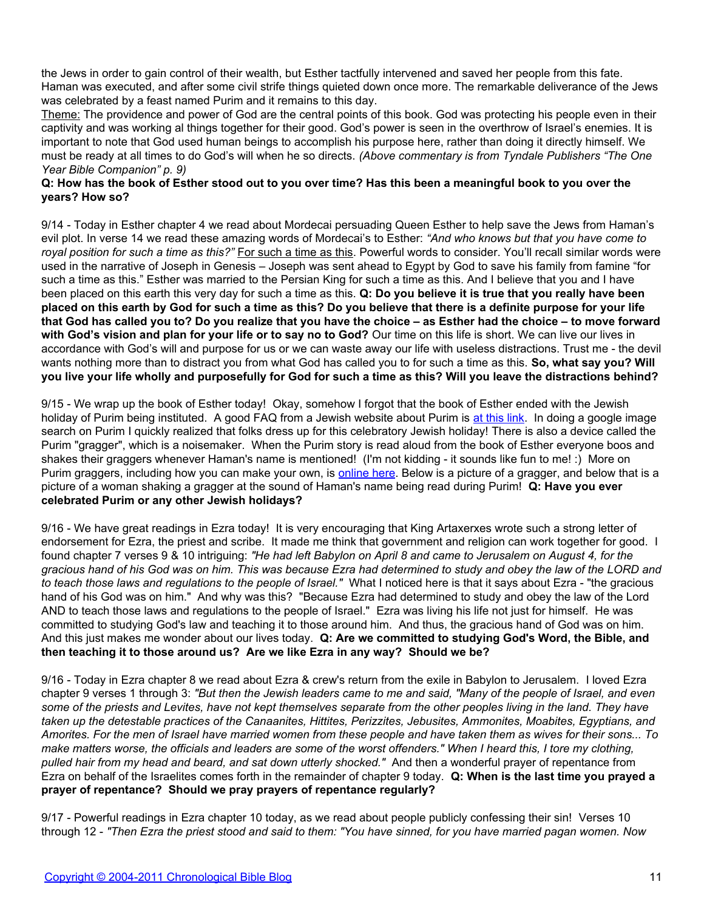the Jews in order to gain control of their wealth, but Esther tactfully intervened and saved her people from this fate. Haman was executed, and after some civil strife things quieted down once more. The remarkable deliverance of the Jews was celebrated by a feast named Purim and it remains to this day.

Theme: The providence and power of God are the central points of this book. God was protecting his people even in their captivity and was working al things together for their good. God's power is seen in the overthrow of Israel's enemies. It is important to note that God used human beings to accomplish his purpose here, rather than doing it directly himself. We must be ready at all times to do God's will when he so directs. *(Above commentary is from Tyndale Publishers "The One Year Bible Companion" p. 9)*

**Q: How has the book of Esther stood out to you over time? Has this been a meaningful book to you over the years? How so?**

9/14 - Today in Esther chapter 4 we read about Mordecai persuading Queen Esther to help save the Jews from Haman's evil plot. In verse 14 we read these amazing words of Mordecai's to Esther: *"And who knows but that you have come to royal position for such a time as this?"* For such a time as this. Powerful words to consider. You'll recall similar words were used in the narrative of Joseph in Genesis – Joseph was sent ahead to Egypt by God to save his family from famine "for such a time as this." Esther was married to the Persian King for such a time as this. And I believe that you and I have been placed on this earth this very day for such a time as this. **Q: Do you believe it is true that you really have been placed on this earth by God for such a time as this? Do you believe that there is a definite purpose for your life that God has called you to? Do you realize that you have the choice – as Esther had the choice – to move forward with God's vision and plan for your life or to say no to God?** Our time on this life is short. We can live our lives in accordance with God's will and purpose for us or we can waste away our life with useless distractions. Trust me - the devil wants nothing more than to distract you from what God has called you to for such a time as this. **So, what say you? Will you live your life wholly and purposefully for God for such a time as this? Will you leave the distractions behind?**

9/15 - We wrap up the book of Esther today! Okay, somehow I forgot that the book of Esther ended with the Jewish holiday of Purim being instituted. A good FAQ from a Jewish website about Purim is at this link. In doing a google image search on Purim I quickly realized that folks dress up for this celebratory Jewish holiday! There is also a device called the Purim "gragger", which is a noisemaker. When the Purim story is read aloud from the book of Esther everyone boos and shakes their graggers whenever Haman's name is mentioned! (I'm not kidding - it sounds like fun to me! :) More on Purim graggers, including how you can make your own, is online here. Below is a picture of a gragger, and below that is a picture of a woman shaking a gragger at the sound of Haman's name being read during Purim! **Q: Have you ever celebrated Purim or any other Jewish holidays?**

9/16 - We have great readings in Ezra today! It is very encouraging that King Artaxerxes wrote such a strong letter of endorsement for Ezra, the priest and scribe. It made me think that government and religion can work together for good. I found chapter 7 verses 9 & 10 intriguing: *"He had left Babylon on April 8 and came to Jerusalem on August 4, for the gracious hand of his God was on him. This was because Ezra had determined to study and obey the law of the LORD and to teach those laws and regulations to the people of Israel."* What I noticed here is that it says about Ezra - "the gracious hand of his God was on him." And why was this? "Because Ezra had determined to study and obey the law of the Lord AND to teach those laws and regulations to the people of Israel." Ezra was living his life not just for himself. He was committed to studying God's law and teaching it to those around him. And thus, the gracious hand of God was on him. And this just makes me wonder about our lives today. **Q: Are we committed to studying God's Word, the Bible, and then teaching it to those around us? Are we like Ezra in any way? Should we be?**

9/16 - Today in Ezra chapter 8 we read about Ezra & crew's return from the exile in Babylon to Jerusalem. I loved Ezra chapter 9 verses 1 through 3: *"But then the Jewish leaders came to me and said, "Many of the people of Israel, and even some of the priests and Levites, have not kept themselves separate from the other peoples living in the land. They have taken up the detestable practices of the Canaanites, Hittites, Perizzites, Jebusites, Ammonites, Moabites, Egyptians, and Amorites. For the men of Israel have married women from these people and have taken them as wives for their sons... To make matters worse, the officials and leaders are some of the worst offenders." When I heard this, I tore my clothing, pulled hair from my head and beard, and sat down utterly shocked."* And then a wonderful prayer of repentance from Ezra on behalf of the Israelites comes forth in the remainder of chapter 9 today. **Q: When is the last time you prayed a prayer of repentance? Should we pray prayers of repentance regularly?**

9/17 - Powerful readings in Ezra chapter 10 today, as we read about people publicly confessing their sin! Verses 10 through 12 - *"Then Ezra the priest stood and said to them: "You have sinned, for you have married pagan women. Now*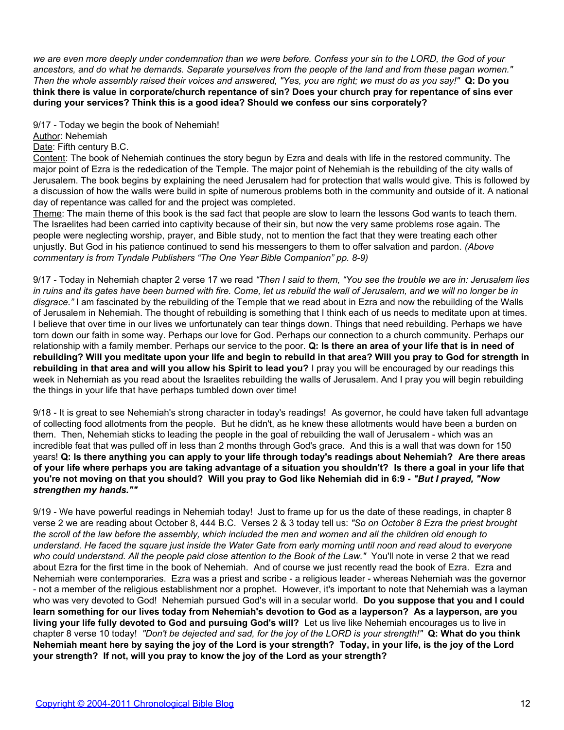*we are even more deeply under condemnation than we were before. Confess your sin to the LORD, the God of your ancestors, and do what he demands. Separate yourselves from the people of the land and from these pagan women." Then the whole assembly raised their voices and answered, "Yes, you are right; we must do as you say!"* **Q: Do you think there is value in corporate/church repentance of sin? Does your church pray for repentance of sins ever during your services? Think this is a good idea? Should we confess our sins corporately?**

9/17 - Today we begin the book of Nehemiah!
Author: Nehemiah
Date: Fifth century B.C.
Content: The book of Nehemiah continues the story begun by Ezra and deals with life in the restored community. The major point of Ezra is the rededication of the Temple. The major point of Nehemiah is the rebuilding of the city walls of Jerusalem. The book begins by explaining the need Jerusalem had for protection that walls would give. This is followed by a discussion of how the walls were build in spite of numerous problems both in the community and outside of it. A national day of repentance was called for and the project was completed.
Theme: The main theme of this book is the sad fact that people are slow to learn the lessons God wants to teach them. The Israelites had been carried into captivity because of their sin, but now the very same problems rose again. The people were neglecting worship, prayer, and Bible study, not to mention the fact that they were treating each other unjustly. But God in his patience continued to send his messengers to them to offer salvation and pardon. *(Above commentary is from Tyndale Publishers "The One Year Bible Companion" pp. 8-9)*

9/17 - Today in Nehemiah chapter 2 verse 17 we read *"Then I said to them, "You see the trouble we are in: Jerusalem lies in ruins and its gates have been burned with fire. Come, let us rebuild the wall of Jerusalem, and we will no longer be in disgrace."* I am fascinated by the rebuilding of the Temple that we read about in Ezra and now the rebuilding of the Walls of Jerusalem in Nehemiah. The thought of rebuilding is something that I think each of us needs to meditate upon at times. I believe that over time in our lives we unfortunately can tear things down. Things that need rebuilding. Perhaps we have torn down our faith in some way. Perhaps our love for God. Perhaps our connection to a church community. Perhaps our relationship with a family member. Perhaps our service to the poor. **Q: Is there an area of your life that is in need of rebuilding? Will you meditate upon your life and begin to rebuild in that area? Will you pray to God for strength in rebuilding in that area and will you allow his Spirit to lead you?** I pray you will be encouraged by our readings this week in Nehemiah as you read about the Israelites rebuilding the walls of Jerusalem. And I pray you will begin rebuilding the things in your life that have perhaps tumbled down over time!

9/18 - It is great to see Nehemiah's strong character in today's readings! As governor, he could have taken full advantage of collecting food allotments from the people. But he didn't, as he knew these allotments would have been a burden on them. Then, Nehemiah sticks to leading the people in the goal of rebuilding the wall of Jerusalem - which was an incredible feat that was pulled off in less than 2 months through God's grace. And this is a wall that was down for 150 years! **Q: Is there anything you can apply to your life through today's readings about Nehemiah? Are there areas of your life where perhaps you are taking advantage of a situation you shouldn't? Is there a goal in your life that you're not moving on that you should? Will you pray to God like Nehemiah did in 6:9 - *"But I prayed, "Now strengthen my hands.""***

9/19 - We have powerful readings in Nehemiah today! Just to frame up for us the date of these readings, in chapter 8 verse 2 we are reading about October 8, 444 B.C. Verses 2 & 3 today tell us: *"So on October 8 Ezra the priest brought the scroll of the law before the assembly, which included the men and women and all the children old enough to understand. He faced the square just inside the Water Gate from early morning until noon and read aloud to everyone who could understand. All the people paid close attention to the Book of the Law."* You'll note in verse 2 that we read about Ezra for the first time in the book of Nehemiah. And of course we just recently read the book of Ezra. Ezra and Nehemiah were contemporaries. Ezra was a priest and scribe - a religious leader - whereas Nehemiah was the governor - not a member of the religious establishment nor a prophet. However, it's important to note that Nehemiah was a layman who was very devoted to God! Nehemiah pursued God's will in a secular world. **Do you suppose that you and I could learn something for our lives today from Nehemiah's devotion to God as a layperson? As a layperson, are you living your life fully devoted to God and pursuing God's will?** Let us live like Nehemiah encourages us to live in chapter 8 verse 10 today! *"Don't be dejected and sad, for the joy of the LORD is your strength!"* **Q: What do you think Nehemiah meant here by saying the joy of the Lord is your strength? Today, in your life, is the joy of the Lord your strength? If not, will you pray to know the joy of the Lord as your strength?**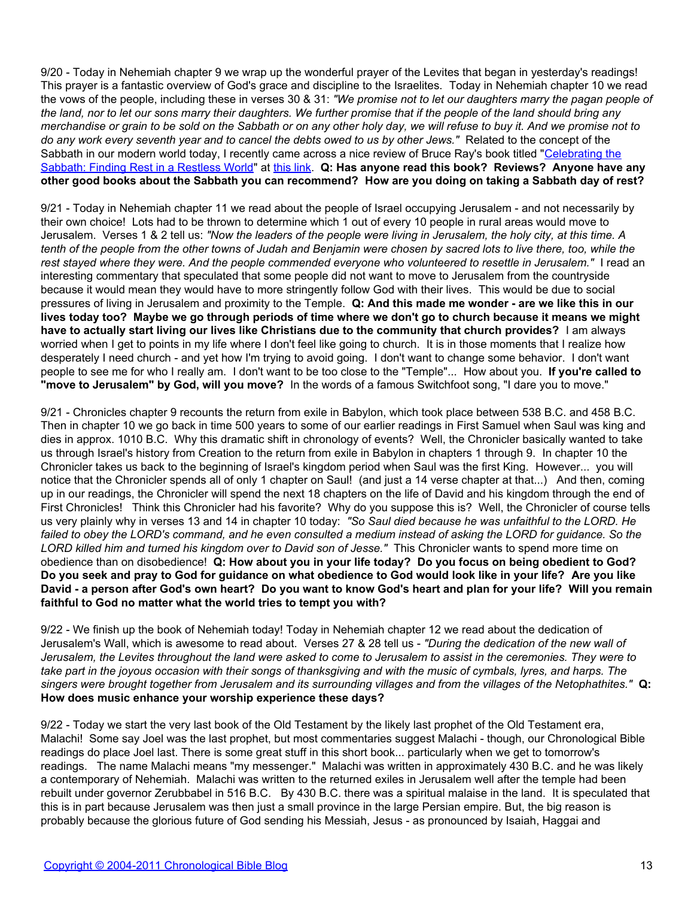9/20 - Today in Nehemiah chapter 9 we wrap up the wonderful prayer of the Levites that began in yesterday's readings! This prayer is a fantastic overview of God's grace and discipline to the Israelites. Today in Nehemiah chapter 10 we read the vows of the people, including these in verses 30 & 31: *"We promise not to let our daughters marry the pagan people of the land, nor to let our sons marry their daughters. We further promise that if the people of the land should bring any merchandise or grain to be sold on the Sabbath or on any other holy day, we will refuse to buy it. And we promise not to do any work every seventh year and to cancel the debts owed to us by other Jews."* Related to the concept of the Sabbath in our modern world today, I recently came across a nice review of Bruce Ray's book titled "Celebrating the Sabbath: Finding Rest in a Restless World" at this link. **Q: Has anyone read this book? Reviews? Anyone have any other good books about the Sabbath you can recommend? How are you doing on taking a Sabbath day of rest?**

9/21 - Today in Nehemiah chapter 11 we read about the people of Israel occupying Jerusalem - and not necessarily by their own choice! Lots had to be thrown to determine which 1 out of every 10 people in rural areas would move to Jerusalem. Verses 1 & 2 tell us: *"Now the leaders of the people were living in Jerusalem, the holy city, at this time. A tenth of the people from the other towns of Judah and Benjamin were chosen by sacred lots to live there, too, while the rest stayed where they were. And the people commended everyone who volunteered to resettle in Jerusalem."* I read an interesting commentary that speculated that some people did not want to move to Jerusalem from the countryside because it would mean they would have to more stringently follow God with their lives. This would be due to social pressures of living in Jerusalem and proximity to the Temple. **Q: And this made me wonder - are we like this in our lives today too? Maybe we go through periods of time where we don't go to church because it means we might have to actually start living our lives like Christians due to the community that church provides?** I am always worried when I get to points in my life where I don't feel like going to church. It is in those moments that I realize how desperately I need church - and yet how I'm trying to avoid going. I don't want to change some behavior. I don't want people to see me for who I really am. I don't want to be too close to the "Temple"... How about you. **If you're called to "move to Jerusalem" by God, will you move?** In the words of a famous Switchfoot song, "I dare you to move."

9/21 - Chronicles chapter 9 recounts the return from exile in Babylon, which took place between 538 B.C. and 458 B.C. Then in chapter 10 we go back in time 500 years to some of our earlier readings in First Samuel when Saul was king and dies in approx. 1010 B.C. Why this dramatic shift in chronology of events? Well, the Chronicler basically wanted to take us through Israel's history from Creation to the return from exile in Babylon in chapters 1 through 9. In chapter 10 the Chronicler takes us back to the beginning of Israel's kingdom period when Saul was the first King. However... you will notice that the Chronicler spends all of only 1 chapter on Saul! (and just a 14 verse chapter at that...) And then, coming up in our readings, the Chronicler will spend the next 18 chapters on the life of David and his kingdom through the end of First Chronicles! Think this Chronicler had his favorite? Why do you suppose this is? Well, the Chronicler of course tells us very plainly why in verses 13 and 14 in chapter 10 today: *"So Saul died because he was unfaithful to the LORD. He failed to obey the LORD's command, and he even consulted a medium instead of asking the LORD for guidance. So the LORD killed him and turned his kingdom over to David son of Jesse."* This Chronicler wants to spend more time on obedience than on disobedience! **Q: How about you in your life today? Do you focus on being obedient to God? Do you seek and pray to God for guidance on what obedience to God would look like in your life? Are you like David - a person after God's own heart? Do you want to know God's heart and plan for your life? Will you remain faithful to God no matter what the world tries to tempt you with?**

9/22 - We finish up the book of Nehemiah today! Today in Nehemiah chapter 12 we read about the dedication of Jerusalem's Wall, which is awesome to read about. Verses 27 & 28 tell us - *"During the dedication of the new wall of Jerusalem, the Levites throughout the land were asked to come to Jerusalem to assist in the ceremonies. They were to take part in the joyous occasion with their songs of thanksgiving and with the music of cymbals, lyres, and harps. The singers were brought together from Jerusalem and its surrounding villages and from the villages of the Netophathites."* **Q: How does music enhance your worship experience these days?**

9/22 - Today we start the very last book of the Old Testament by the likely last prophet of the Old Testament era, Malachi! Some say Joel was the last prophet, but most commentaries suggest Malachi - though, our Chronological Bible readings do place Joel last. There is some great stuff in this short book... particularly when we get to tomorrow's readings. The name Malachi means "my messenger." Malachi was written in approximately 430 B.C. and he was likely a contemporary of Nehemiah. Malachi was written to the returned exiles in Jerusalem well after the temple had been rebuilt under governor Zerubbabel in 516 B.C. By 430 B.C. there was a spiritual malaise in the land. It is speculated that this is in part because Jerusalem was then just a small province in the large Persian empire. But, the big reason is probably because the glorious future of God sending his Messiah, Jesus - as pronounced by Isaiah, Haggai and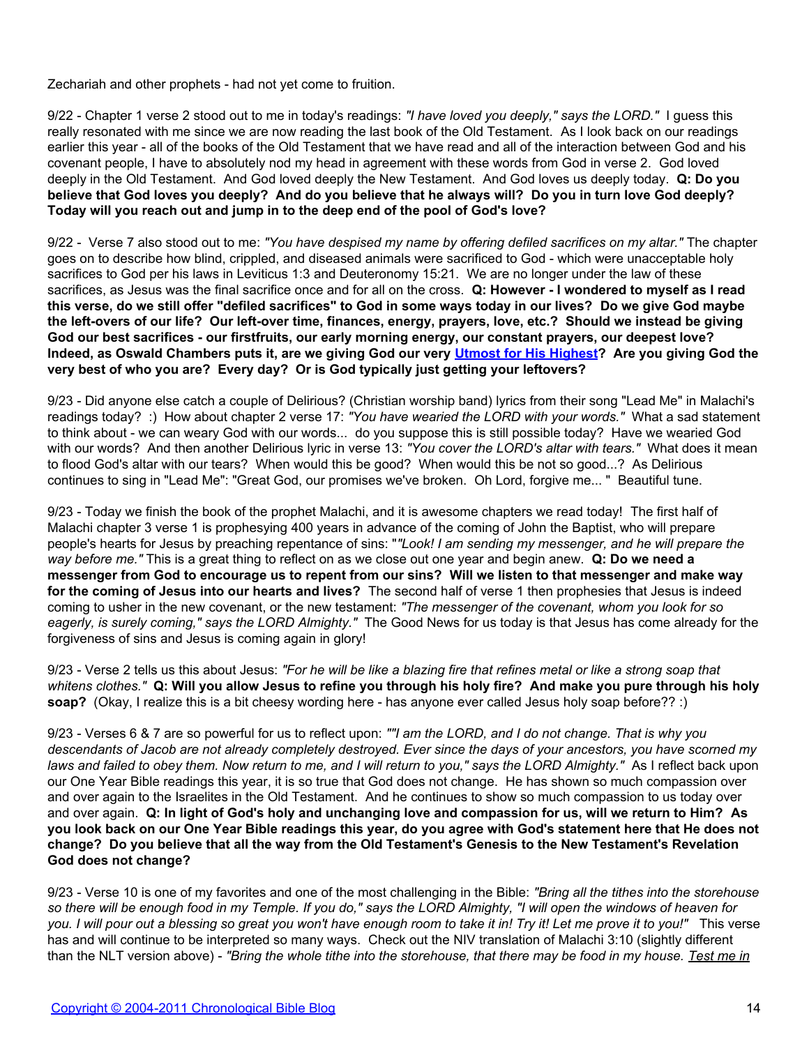Zechariah and other prophets - had not yet come to fruition.

9/22 - Chapter 1 verse 2 stood out to me in today's readings: *"I have loved you deeply," says the LORD."* I guess this really resonated with me since we are now reading the last book of the Old Testament. As I look back on our readings earlier this year - all of the books of the Old Testament that we have read and all of the interaction between God and his covenant people, I have to absolutely nod my head in agreement with these words from God in verse 2. God loved deeply in the Old Testament. And God loved deeply the New Testament. And God loves us deeply today. **Q: Do you believe that God loves you deeply? And do you believe that he always will? Do you in turn love God deeply? Today will you reach out and jump in to the deep end of the pool of God's love?**

9/22 - Verse 7 also stood out to me: *"You have despised my name by offering defiled sacrifices on my altar."* The chapter goes on to describe how blind, crippled, and diseased animals were sacrificed to God - which were unacceptable holy sacrifices to God per his laws in Leviticus 1:3 and Deuteronomy 15:21. We are no longer under the law of these sacrifices, as Jesus was the final sacrifice once and for all on the cross. **Q: However - I wondered to myself as I read this verse, do we still offer "defiled sacrifices" to God in some ways today in our lives? Do we give God maybe the left-overs of our life? Our left-over time, finances, energy, prayers, love, etc.? Should we instead be giving God our best sacrifices - our firstfruits, our early morning energy, our constant prayers, our deepest love? Indeed, as Oswald Chambers puts it, are we giving God our very [Utmost for His Highest]? Are you giving God the very best of who you are? Every day? Or is God typically just getting your leftovers?**

9/23 - Did anyone else catch a couple of Delirious? (Christian worship band) lyrics from their song "Lead Me" in Malachi's readings today? :) How about chapter 2 verse 17: *"You have wearied the LORD with your words."* What a sad statement to think about - we can weary God with our words... do you suppose this is still possible today? Have we wearied God with our words? And then another Delirious lyric in verse 13: *"You cover the LORD's altar with tears."* What does it mean to flood God's altar with our tears? When would this be good? When would this be not so good...? As Delirious continues to sing in "Lead Me": "Great God, our promises we've broken. Oh Lord, forgive me... " Beautiful tune.

9/23 - Today we finish the book of the prophet Malachi, and it is awesome chapters we read today! The first half of Malachi chapter 3 verse 1 is prophesying 400 years in advance of the coming of John the Baptist, who will prepare people's hearts for Jesus by preaching repentance of sins: "*"Look! I am sending my messenger, and he will prepare the way before me."* This is a great thing to reflect on as we close out one year and begin anew. **Q: Do we need a messenger from God to encourage us to repent from our sins? Will we listen to that messenger and make way for the coming of Jesus into our hearts and lives?** The second half of verse 1 then prophesies that Jesus is indeed coming to usher in the new covenant, or the new testament: *"The messenger of the covenant, whom you look for so eagerly, is surely coming," says the LORD Almighty."* The Good News for us today is that Jesus has come already for the forgiveness of sins and Jesus is coming again in glory!

9/23 - Verse 2 tells us this about Jesus: *"For he will be like a blazing fire that refines metal or like a strong soap that whitens clothes."* **Q: Will you allow Jesus to refine you through his holy fire? And make you pure through his holy soap?** (Okay, I realize this is a bit cheesy wording here - has anyone ever called Jesus holy soap before?? :)

9/23 - Verses 6 & 7 are so powerful for us to reflect upon: *""I am the LORD, and I do not change. That is why you descendants of Jacob are not already completely destroyed. Ever since the days of your ancestors, you have scorned my laws and failed to obey them. Now return to me, and I will return to you," says the LORD Almighty."* As I reflect back upon our One Year Bible readings this year, it is so true that God does not change. He has shown so much compassion over and over again to the Israelites in the Old Testament. And he continues to show so much compassion to us today over and over again. **Q: In light of God's holy and unchanging love and compassion for us, will we return to Him? As you look back on our One Year Bible readings this year, do you agree with God's statement here that He does not change? Do you believe that all the way from the Old Testament's Genesis to the New Testament's Revelation God does not change?**

9/23 - Verse 10 is one of my favorites and one of the most challenging in the Bible: *"Bring all the tithes into the storehouse so there will be enough food in my Temple. If you do," says the LORD Almighty, "I will open the windows of heaven for you. I will pour out a blessing so great you won't have enough room to take it in! Try it! Let me prove it to you!"* This verse has and will continue to be interpreted so many ways. Check out the NIV translation of Malachi 3:10 (slightly different than the NLT version above) - *"Bring the whole tithe into the storehouse, that there may be food in my house. Test me in*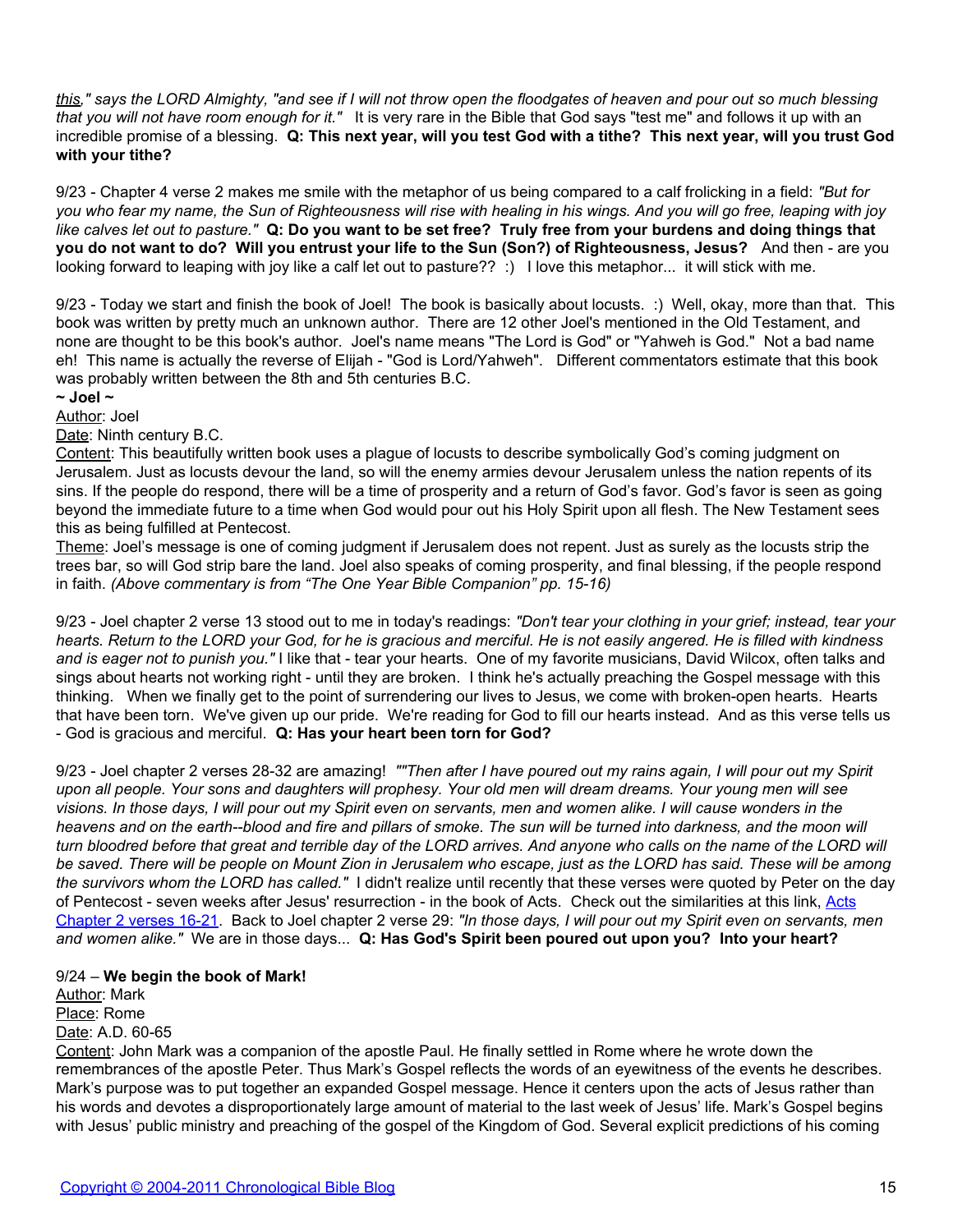*this," says the LORD Almighty, "and see if I will not throw open the floodgates of heaven and pour out so much blessing that you will not have room enough for it."* It is very rare in the Bible that God says "test me" and follows it up with an incredible promise of a blessing. **Q: This next year, will you test God with a tithe? This next year, will you trust God with your tithe?**

9/23 - Chapter 4 verse 2 makes me smile with the metaphor of us being compared to a calf frolicking in a field: *"But for you who fear my name, the Sun of Righteousness will rise with healing in his wings. And you will go free, leaping with joy like calves let out to pasture."* **Q: Do you want to be set free? Truly free from your burdens and doing things that you do not want to do? Will you entrust your life to the Sun (Son?) of Righteousness, Jesus?** And then - are you looking forward to leaping with joy like a calf let out to pasture?? :) I love this metaphor... it will stick with me.

9/23 - Today we start and finish the book of Joel! The book is basically about locusts. :) Well, okay, more than that. This book was written by pretty much an unknown author. There are 12 other Joel's mentioned in the Old Testament, and none are thought to be this book's author. Joel's name means "The Lord is God" or "Yahweh is God." Not a bad name eh! This name is actually the reverse of Elijah - "God is Lord/Yahweh". Different commentators estimate that this book was probably written between the 8th and 5th centuries B.C.

**~ Joel ~**

Author: Joel

Date: Ninth century B.C.

Content: This beautifully written book uses a plague of locusts to describe symbolically God's coming judgment on Jerusalem. Just as locusts devour the land, so will the enemy armies devour Jerusalem unless the nation repents of its sins. If the people do respond, there will be a time of prosperity and a return of God's favor. God's favor is seen as going beyond the immediate future to a time when God would pour out his Holy Spirit upon all flesh. The New Testament sees this as being fulfilled at Pentecost.

Theme: Joel's message is one of coming judgment if Jerusalem does not repent. Just as surely as the locusts strip the trees bar, so will God strip bare the land. Joel also speaks of coming prosperity, and final blessing, if the people respond in faith. *(Above commentary is from "The One Year Bible Companion" pp. 15-16)*

9/23 - Joel chapter 2 verse 13 stood out to me in today's readings: *"Don't tear your clothing in your grief; instead, tear your hearts. Return to the LORD your God, for he is gracious and merciful. He is not easily angered. He is filled with kindness and is eager not to punish you."* I like that - tear your hearts. One of my favorite musicians, David Wilcox, often talks and sings about hearts not working right - until they are broken. I think he's actually preaching the Gospel message with this thinking. When we finally get to the point of surrendering our lives to Jesus, we come with broken-open hearts. Hearts that have been torn. We've given up our pride. We're reading for God to fill our hearts instead. And as this verse tells us - God is gracious and merciful. **Q: Has your heart been torn for God?**

9/23 - Joel chapter 2 verses 28-32 are amazing! *""Then after I have poured out my rains again, I will pour out my Spirit upon all people. Your sons and daughters will prophesy. Your old men will dream dreams. Your young men will see visions. In those days, I will pour out my Spirit even on servants, men and women alike. I will cause wonders in the heavens and on the earth--blood and fire and pillars of smoke. The sun will be turned into darkness, and the moon will turn bloodred before that great and terrible day of the LORD arrives. And anyone who calls on the name of the LORD will be saved. There will be people on Mount Zion in Jerusalem who escape, just as the LORD has said. These will be among the survivors whom the LORD has called."* I didn't realize until recently that these verses were quoted by Peter on the day of Pentecost - seven weeks after Jesus' resurrection - in the book of Acts. Check out the similarities at this link, Acts Chapter 2 verses 16-21. Back to Joel chapter 2 verse 29: *"In those days, I will pour out my Spirit even on servants, men and women alike."* We are in those days... **Q: Has God's Spirit been poured out upon you? Into your heart?**

9/24 – **We begin the book of Mark!**

Author: Mark

Place: Rome

Date: A.D. 60-65

Content: John Mark was a companion of the apostle Paul. He finally settled in Rome where he wrote down the remembrances of the apostle Peter. Thus Mark's Gospel reflects the words of an eyewitness of the events he describes. Mark's purpose was to put together an expanded Gospel message. Hence it centers upon the acts of Jesus rather than his words and devotes a disproportionately large amount of material to the last week of Jesus' life. Mark's Gospel begins with Jesus' public ministry and preaching of the gospel of the Kingdom of God. Several explicit predictions of his coming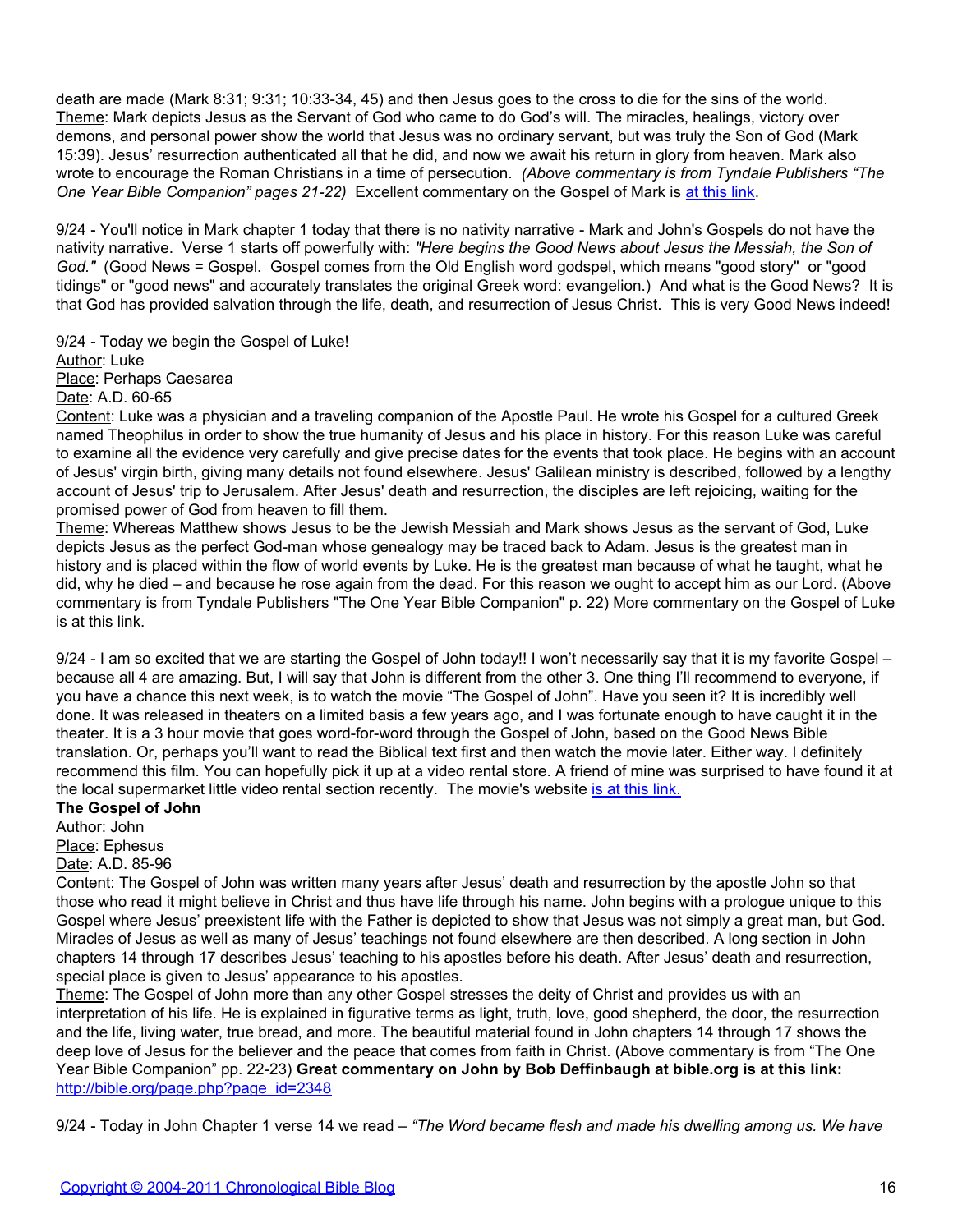death are made (Mark 8:31; 9:31; 10:33-34, 45) and then Jesus goes to the cross to die for the sins of the world.
Theme: Mark depicts Jesus as the Servant of God who came to do God's will. The miracles, healings, victory over demons, and personal power show the world that Jesus was no ordinary servant, but was truly the Son of God (Mark 15:39). Jesus' resurrection authenticated all that he did, and now we await his return in glory from heaven. Mark also wrote to encourage the Roman Christians in a time of persecution. *(Above commentary is from Tyndale Publishers "The One Year Bible Companion" pages 21-22)* Excellent commentary on the Gospel of Mark is at this link.

9/24 - You'll notice in Mark chapter 1 today that there is no nativity narrative - Mark and John's Gospels do not have the nativity narrative. Verse 1 starts off powerfully with: *"Here begins the Good News about Jesus the Messiah, the Son of God."* (Good News = Gospel. Gospel comes from the Old English word godspel, which means "good story" or "good tidings" or "good news" and accurately translates the original Greek word: evangelion.) And what is the Good News? It is that God has provided salvation through the life, death, and resurrection of Jesus Christ. This is very Good News indeed!

9/24 - Today we begin the Gospel of Luke!
Author: Luke
Place: Perhaps Caesarea
Date: A.D. 60-65
Content: Luke was a physician and a traveling companion of the Apostle Paul. He wrote his Gospel for a cultured Greek named Theophilus in order to show the true humanity of Jesus and his place in history. For this reason Luke was careful to examine all the evidence very carefully and give precise dates for the events that took place. He begins with an account of Jesus' virgin birth, giving many details not found elsewhere. Jesus' Galilean ministry is described, followed by a lengthy account of Jesus' trip to Jerusalem. After Jesus' death and resurrection, the disciples are left rejoicing, waiting for the promised power of God from heaven to fill them.
Theme: Whereas Matthew shows Jesus to be the Jewish Messiah and Mark shows Jesus as the servant of God, Luke depicts Jesus as the perfect God-man whose genealogy may be traced back to Adam. Jesus is the greatest man in history and is placed within the flow of world events by Luke. He is the greatest man because of what he taught, what he did, why he died – and because he rose again from the dead. For this reason we ought to accept him as our Lord. (Above commentary is from Tyndale Publishers "The One Year Bible Companion" p. 22) More commentary on the Gospel of Luke is at this link.

9/24 - I am so excited that we are starting the Gospel of John today!! I won't necessarily say that it is my favorite Gospel – because all 4 are amazing. But, I will say that John is different from the other 3. One thing I'll recommend to everyone, if you have a chance this next week, is to watch the movie "The Gospel of John". Have you seen it? It is incredibly well done. It was released in theaters on a limited basis a few years ago, and I was fortunate enough to have caught it in the theater. It is a 3 hour movie that goes word-for-word through the Gospel of John, based on the Good News Bible translation. Or, perhaps you'll want to read the Biblical text first and then watch the movie later. Either way. I definitely recommend this film. You can hopefully pick it up at a video rental store. A friend of mine was surprised to have found it at the local supermarket little video rental section recently. The movie's website is at this link.

**The Gospel of John**
Author: John
Place: Ephesus
Date: A.D. 85-96
Content: The Gospel of John was written many years after Jesus' death and resurrection by the apostle John so that those who read it might believe in Christ and thus have life through his name. John begins with a prologue unique to this Gospel where Jesus' preexistent life with the Father is depicted to show that Jesus was not simply a great man, but God. Miracles of Jesus as well as many of Jesus' teachings not found elsewhere are then described. A long section in John chapters 14 through 17 describes Jesus' teaching to his apostles before his death. After Jesus' death and resurrection, special place is given to Jesus' appearance to his apostles.
Theme: The Gospel of John more than any other Gospel stresses the deity of Christ and provides us with an interpretation of his life. He is explained in figurative terms as light, truth, love, good shepherd, the door, the resurrection and the life, living water, true bread, and more. The beautiful material found in John chapters 14 through 17 shows the deep love of Jesus for the believer and the peace that comes from faith in Christ. (Above commentary is from "The One Year Bible Companion" pp. 22-23) **Great commentary on John by Bob Deffinbaugh at bible.org is at this link:** http://bible.org/page.php?page_id=2348

9/24 - Today in John Chapter 1 verse 14 we read – *"The Word became flesh and made his dwelling among us. We have*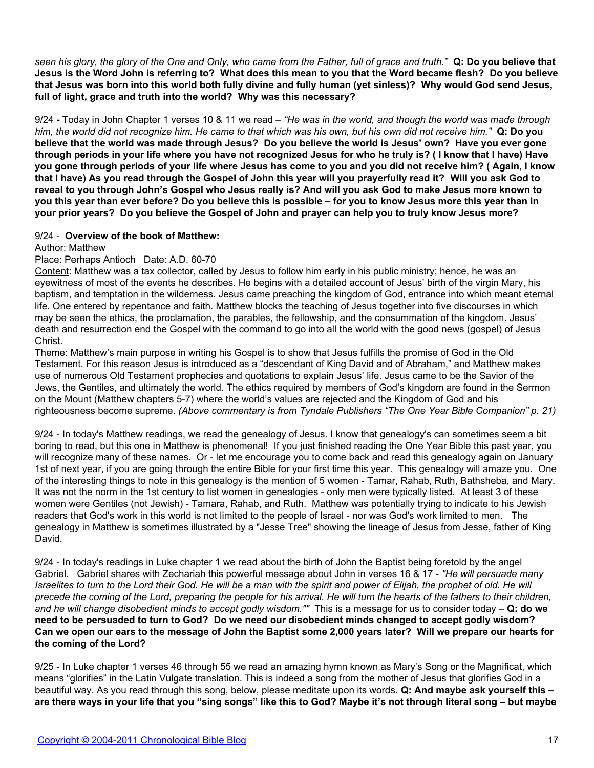*seen his glory, the glory of the One and Only, who came from the Father, full of grace and truth."* **Q: Do you believe that Jesus is the Word John is referring to? What does this mean to you that the Word became flesh? Do you believe that Jesus was born into this world both fully divine and fully human (yet sinless)? Why would God send Jesus, full of light, grace and truth into the world? Why was this necessary?**

9/24 **-** Today in John Chapter 1 verses 10 & 11 we read – *"He was in the world, and though the world was made through him, the world did not recognize him. He came to that which was his own, but his own did not receive him."* **Q: Do you believe that the world was made through Jesus? Do you believe the world is Jesus' own? Have you ever gone through periods in your life where you have not recognized Jesus for who he truly is? ( I know that I have) Have you gone through periods of your life where Jesus has come to you and you did not receive him? ( Again, I know that I have) As you read through the Gospel of John this year will you prayerfully read it? Will you ask God to reveal to you through John's Gospel who Jesus really is? And will you ask God to make Jesus more known to you this year than ever before? Do you believe this is possible – for you to know Jesus more this year than in your prior years? Do you believe the Gospel of John and prayer can help you to truly know Jesus more?**

9/24 - **Overview of the book of Matthew:**

Author: Matthew

Place: Perhaps Antioch   Date: A.D. 60-70

Content: Matthew was a tax collector, called by Jesus to follow him early in his public ministry; hence, he was an eyewitness of most of the events he describes. He begins with a detailed account of Jesus' birth of the virgin Mary, his baptism, and temptation in the wilderness. Jesus came preaching the kingdom of God, entrance into which meant eternal life. One entered by repentance and faith. Matthew blocks the teaching of Jesus together into five discourses in which may be seen the ethics, the proclamation, the parables, the fellowship, and the consummation of the kingdom. Jesus' death and resurrection end the Gospel with the command to go into all the world with the good news (gospel) of Jesus Christ.

Theme: Matthew's main purpose in writing his Gospel is to show that Jesus fulfills the promise of God in the Old Testament. For this reason Jesus is introduced as a "descendant of King David and of Abraham," and Matthew makes use of numerous Old Testament prophecies and quotations to explain Jesus' life. Jesus came to be the Savior of the Jews, the Gentiles, and ultimately the world. The ethics required by members of God's kingdom are found in the Sermon on the Mount (Matthew chapters 5-7) where the world's values are rejected and the Kingdom of God and his righteousness become supreme. *(Above commentary is from Tyndale Publishers "The One Year Bible Companion" p. 21)*

9/24 - In today's Matthew readings, we read the genealogy of Jesus. I know that genealogy's can sometimes seem a bit boring to read, but this one in Matthew is phenomenal! If you just finished reading the One Year Bible this past year, you will recognize many of these names. Or - let me encourage you to come back and read this genealogy again on January 1st of next year, if you are going through the entire Bible for your first time this year. This genealogy will amaze you. One of the interesting things to note in this genealogy is the mention of 5 women - Tamar, Rahab, Ruth, Bathsheba, and Mary. It was not the norm in the 1st century to list women in genealogies - only men were typically listed. At least 3 of these women were Gentiles (not Jewish) - Tamara, Rahab, and Ruth. Matthew was potentially trying to indicate to his Jewish readers that God's work in this world is not limited to the people of Israel - nor was God's work limited to men. The genealogy in Matthew is sometimes illustrated by a "Jesse Tree" showing the lineage of Jesus from Jesse, father of King David.

9/24 - In today's readings in Luke chapter 1 we read about the birth of John the Baptist being foretold by the angel Gabriel. Gabriel shares with Zechariah this powerful message about John in verses 16 & 17 - *"He will persuade many Israelites to turn to the Lord their God. He will be a man with the spirit and power of Elijah, the prophet of old. He will precede the coming of the Lord, preparing the people for his arrival. He will turn the hearts of the fathers to their children, and he will change disobedient minds to accept godly wisdom.""* This is a message for us to consider today – **Q: do we need to be persuaded to turn to God? Do we need our disobedient minds changed to accept godly wisdom? Can we open our ears to the message of John the Baptist some 2,000 years later? Will we prepare our hearts for the coming of the Lord?**

9/25 - In Luke chapter 1 verses 46 through 55 we read an amazing hymn known as Mary's Song or the Magnificat, which means "glorifies" in the Latin Vulgate translation. This is indeed a song from the mother of Jesus that glorifies God in a beautiful way. As you read through this song, below, please meditate upon its words. **Q: And maybe ask yourself this – are there ways in your life that you "sing songs" like this to God? Maybe it's not through literal song – but maybe**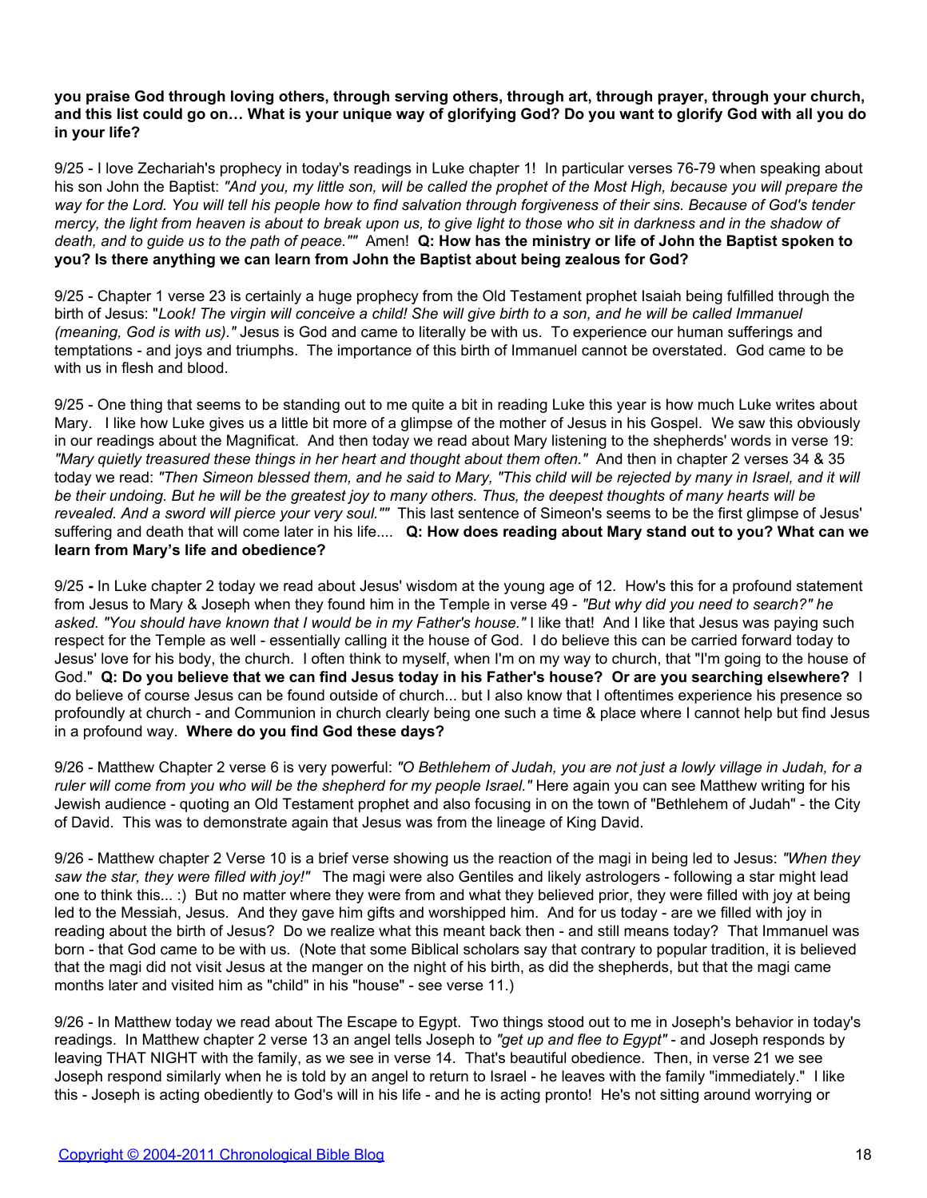**you praise God through loving others, through serving others, through art, through prayer, through your church, and this list could go on… What is your unique way of glorifying God? Do you want to glorify God with all you do in your life?**

9/25 - I love Zechariah's prophecy in today's readings in Luke chapter 1! In particular verses 76-79 when speaking about his son John the Baptist: *"And you, my little son, will be called the prophet of the Most High, because you will prepare the way for the Lord. You will tell his people how to find salvation through forgiveness of their sins. Because of God's tender mercy, the light from heaven is about to break upon us, to give light to those who sit in darkness and in the shadow of death, and to guide us to the path of peace.""* Amen! **Q: How has the ministry or life of John the Baptist spoken to you? Is there anything we can learn from John the Baptist about being zealous for God?**

9/25 - Chapter 1 verse 23 is certainly a huge prophecy from the Old Testament prophet Isaiah being fulfilled through the birth of Jesus: "*Look! The virgin will conceive a child! She will give birth to a son, and he will be called Immanuel (meaning, God is with us)."* Jesus is God and came to literally be with us. To experience our human sufferings and temptations - and joys and triumphs. The importance of this birth of Immanuel cannot be overstated. God came to be with us in flesh and blood.

9/25 - One thing that seems to be standing out to me quite a bit in reading Luke this year is how much Luke writes about Mary. I like how Luke gives us a little bit more of a glimpse of the mother of Jesus in his Gospel. We saw this obviously in our readings about the Magnificat. And then today we read about Mary listening to the shepherds' words in verse 19: *"Mary quietly treasured these things in her heart and thought about them often."* And then in chapter 2 verses 34 & 35 today we read: *"Then Simeon blessed them, and he said to Mary, "This child will be rejected by many in Israel, and it will be their undoing. But he will be the greatest joy to many others. Thus, the deepest thoughts of many hearts will be revealed. And a sword will pierce your very soul.""* This last sentence of Simeon's seems to be the first glimpse of Jesus' suffering and death that will come later in his life.... **Q: How does reading about Mary stand out to you? What can we learn from Mary's life and obedience?**

9/25 **-** In Luke chapter 2 today we read about Jesus' wisdom at the young age of 12. How's this for a profound statement from Jesus to Mary & Joseph when they found him in the Temple in verse 49 - *"But why did you need to search?" he asked. "You should have known that I would be in my Father's house."* I like that! And I like that Jesus was paying such respect for the Temple as well - essentially calling it the house of God. I do believe this can be carried forward today to Jesus' love for his body, the church. I often think to myself, when I'm on my way to church, that "I'm going to the house of God." **Q: Do you believe that we can find Jesus today in his Father's house? Or are you searching elsewhere?** I do believe of course Jesus can be found outside of church... but I also know that I oftentimes experience his presence so profoundly at church - and Communion in church clearly being one such a time & place where I cannot help but find Jesus in a profound way. **Where do you find God these days?**

9/26 - Matthew Chapter 2 verse 6 is very powerful: *"O Bethlehem of Judah, you are not just a lowly village in Judah, for a ruler will come from you who will be the shepherd for my people Israel."* Here again you can see Matthew writing for his Jewish audience - quoting an Old Testament prophet and also focusing in on the town of "Bethlehem of Judah" - the City of David. This was to demonstrate again that Jesus was from the lineage of King David.

9/26 - Matthew chapter 2 Verse 10 is a brief verse showing us the reaction of the magi in being led to Jesus: *"When they saw the star, they were filled with joy!"* The magi were also Gentiles and likely astrologers - following a star might lead one to think this... :) But no matter where they were from and what they believed prior, they were filled with joy at being led to the Messiah, Jesus. And they gave him gifts and worshipped him. And for us today - are we filled with joy in reading about the birth of Jesus? Do we realize what this meant back then - and still means today? That Immanuel was born - that God came to be with us. (Note that some Biblical scholars say that contrary to popular tradition, it is believed that the magi did not visit Jesus at the manger on the night of his birth, as did the shepherds, but that the magi came months later and visited him as "child" in his "house" - see verse 11.)

9/26 - In Matthew today we read about The Escape to Egypt. Two things stood out to me in Joseph's behavior in today's readings. In Matthew chapter 2 verse 13 an angel tells Joseph to *"get up and flee to Egypt"* - and Joseph responds by leaving THAT NIGHT with the family, as we see in verse 14. That's beautiful obedience. Then, in verse 21 we see Joseph respond similarly when he is told by an angel to return to Israel - he leaves with the family "immediately." I like this - Joseph is acting obediently to God's will in his life - and he is acting pronto! He's not sitting around worrying or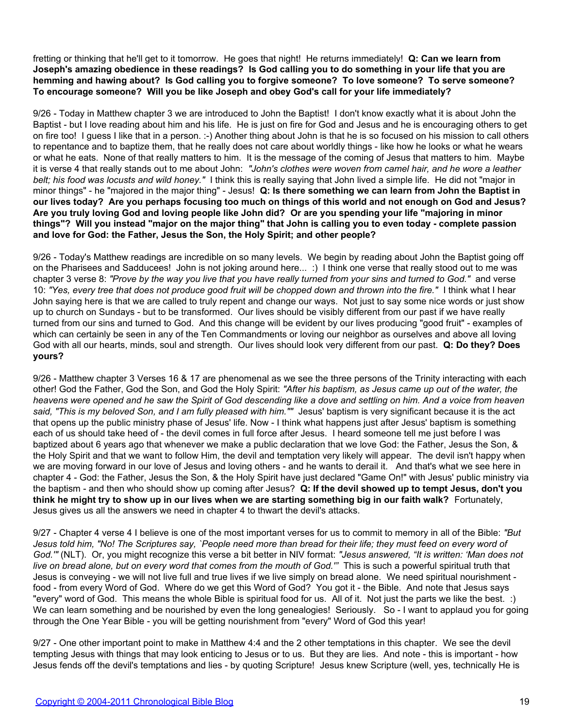fretting or thinking that he'll get to it tomorrow. He goes that night! He returns immediately! **Q: Can we learn from Joseph's amazing obedience in these readings? Is God calling you to do something in your life that you are hemming and hawing about? Is God calling you to forgive someone? To love someone? To serve someone? To encourage someone? Will you be like Joseph and obey God's call for your life immediately?**

9/26 - Today in Matthew chapter 3 we are introduced to John the Baptist! I don't know exactly what it is about John the Baptist - but I love reading about him and his life. He is just on fire for God and Jesus and he is encouraging others to get on fire too! I guess I like that in a person. :-) Another thing about John is that he is so focused on his mission to call others to repentance and to baptize them, that he really does not care about worldly things - like how he looks or what he wears or what he eats. None of that really matters to him. It is the message of the coming of Jesus that matters to him. Maybe it is verse 4 that really stands out to me about John: *"John's clothes were woven from camel hair, and he wore a leather belt; his food was locusts and wild honey."* I think this is really saying that John lived a simple life. He did not "major in minor things" - he "majored in the major thing" - Jesus! **Q: Is there something we can learn from John the Baptist in our lives today? Are you perhaps focusing too much on things of this world and not enough on God and Jesus? Are you truly loving God and loving people like John did? Or are you spending your life "majoring in minor things"? Will you instead "major on the major thing" that John is calling you to even today - complete passion and love for God: the Father, Jesus the Son, the Holy Spirit; and other people?**

9/26 - Today's Matthew readings are incredible on so many levels. We begin by reading about John the Baptist going off on the Pharisees and Sadducees! John is not joking around here... :) I think one verse that really stood out to me was chapter 3 verse 8: *"Prove by the way you live that you have really turned from your sins and turned to God."* and verse 10: *"Yes, every tree that does not produce good fruit will be chopped down and thrown into the fire."* I think what I hear John saying here is that we are called to truly repent and change our ways. Not just to say some nice words or just show up to church on Sundays - but to be transformed. Our lives should be visibly different from our past if we have really turned from our sins and turned to God. And this change will be evident by our lives producing "good fruit" - examples of which can certainly be seen in any of the Ten Commandments or loving our neighbor as ourselves and above all loving God with all our hearts, minds, soul and strength. Our lives should look very different from our past. **Q: Do they? Does yours?**

9/26 - Matthew chapter 3 Verses 16 & 17 are phenomenal as we see the three persons of the Trinity interacting with each other! God the Father, God the Son, and God the Holy Spirit: *"After his baptism, as Jesus came up out of the water, the heavens were opened and he saw the Spirit of God descending like a dove and settling on him. And a voice from heaven said, "This is my beloved Son, and I am fully pleased with him.""* Jesus' baptism is very significant because it is the act that opens up the public ministry phase of Jesus' life. Now - I think what happens just after Jesus' baptism is something each of us should take heed of - the devil comes in full force after Jesus. I heard someone tell me just before I was baptized about 6 years ago that whenever we make a public declaration that we love God: the Father, Jesus the Son, & the Holy Spirit and that we want to follow Him, the devil and temptation very likely will appear. The devil isn't happy when we are moving forward in our love of Jesus and loving others - and he wants to derail it. And that's what we see here in chapter 4 - God: the Father, Jesus the Son, & the Holy Spirit have just declared "Game On!" with Jesus' public ministry via the baptism - and then who should show up coming after Jesus? **Q: If the devil showed up to tempt Jesus, don't you think he might try to show up in our lives when we are starting something big in our faith walk?** Fortunately, Jesus gives us all the answers we need in chapter 4 to thwart the devil's attacks.

9/27 - Chapter 4 verse 4 I believe is one of the most important verses for us to commit to memory in all of the Bible: *"But Jesus told him, "No! The Scriptures say, `People need more than bread for their life; they must feed on every word of God.'"* (NLT). Or, you might recognize this verse a bit better in NIV format: *"Jesus answered, "It is written: 'Man does not live on bread alone, but on every word that comes from the mouth of God.'"* This is such a powerful spiritual truth that Jesus is conveying - we will not live full and true lives if we live simply on bread alone. We need spiritual nourishment - food - from every Word of God. Where do we get this Word of God? You got it - the Bible. And note that Jesus says "every" word of God. This means the whole Bible is spiritual food for us. All of it. Not just the parts we like the best. :) We can learn something and be nourished by even the long genealogies! Seriously. So - I want to applaud you for going through the One Year Bible - you will be getting nourishment from "every" Word of God this year!

9/27 - One other important point to make in Matthew 4:4 and the 2 other temptations in this chapter. We see the devil tempting Jesus with things that may look enticing to Jesus or to us. But they are lies. And note - this is important - how Jesus fends off the devil's temptations and lies - by quoting Scripture! Jesus knew Scripture (well, yes, technically He is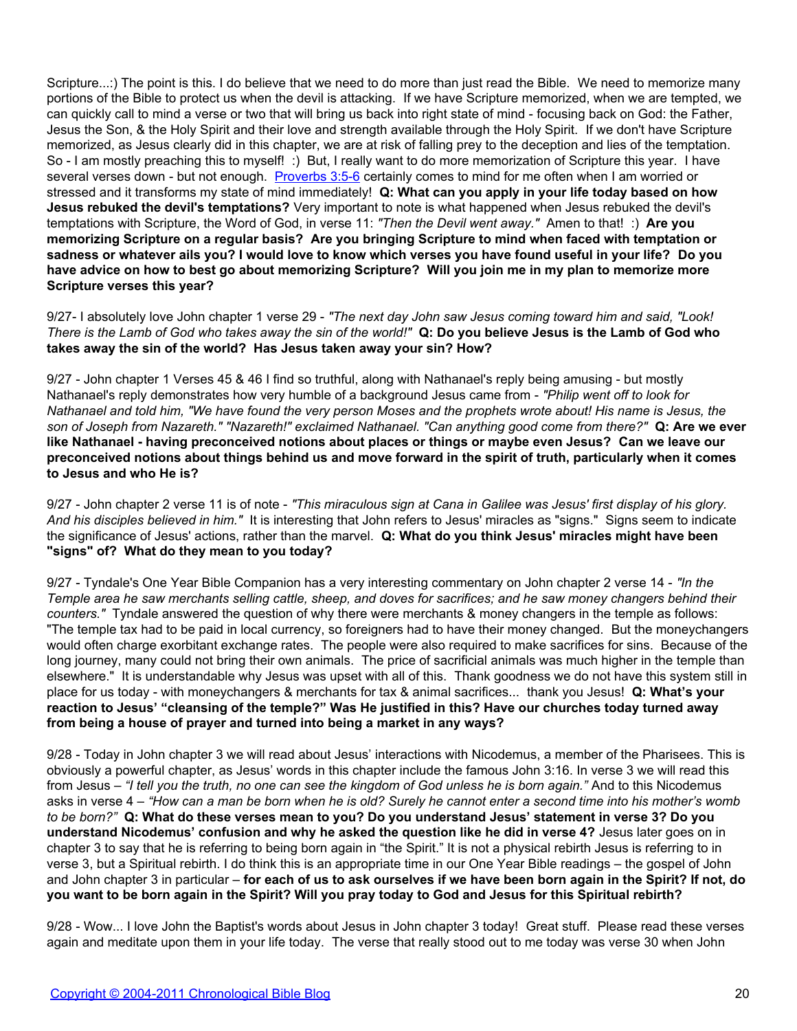Scripture...:) The point is this. I do believe that we need to do more than just read the Bible. We need to memorize many portions of the Bible to protect us when the devil is attacking. If we have Scripture memorized, when we are tempted, we can quickly call to mind a verse or two that will bring us back into right state of mind - focusing back on God: the Father, Jesus the Son, & the Holy Spirit and their love and strength available through the Holy Spirit. If we don't have Scripture memorized, as Jesus clearly did in this chapter, we are at risk of falling prey to the deception and lies of the temptation. So - I am mostly preaching this to myself! :) But, I really want to do more memorization of Scripture this year. I have several verses down - but not enough. [Proverbs 3:5-6] certainly comes to mind for me often when I am worried or stressed and it transforms my state of mind immediately! **Q: What can you apply in your life today based on how Jesus rebuked the devil's temptations?** Very important to note is what happened when Jesus rebuked the devil's temptations with Scripture, the Word of God, in verse 11: *"Then the Devil went away."* Amen to that! :) **Are you memorizing Scripture on a regular basis? Are you bringing Scripture to mind when faced with temptation or sadness or whatever ails you? I would love to know which verses you have found useful in your life? Do you have advice on how to best go about memorizing Scripture? Will you join me in my plan to memorize more Scripture verses this year?**

9/27- I absolutely love John chapter 1 verse 29 - *"The next day John saw Jesus coming toward him and said, "Look! There is the Lamb of God who takes away the sin of the world!"* **Q: Do you believe Jesus is the Lamb of God who takes away the sin of the world? Has Jesus taken away your sin? How?**

9/27 - John chapter 1 Verses 45 & 46 I find so truthful, along with Nathanael's reply being amusing - but mostly Nathanael's reply demonstrates how very humble of a background Jesus came from - *"Philip went off to look for Nathanael and told him, "We have found the very person Moses and the prophets wrote about! His name is Jesus, the son of Joseph from Nazareth." "Nazareth!" exclaimed Nathanael. "Can anything good come from there?"* **Q: Are we ever like Nathanael - having preconceived notions about places or things or maybe even Jesus? Can we leave our preconceived notions about things behind us and move forward in the spirit of truth, particularly when it comes to Jesus and who He is?**

9/27 - John chapter 2 verse 11 is of note - *"This miraculous sign at Cana in Galilee was Jesus' first display of his glory. And his disciples believed in him."* It is interesting that John refers to Jesus' miracles as "signs." Signs seem to indicate the significance of Jesus' actions, rather than the marvel. **Q: What do you think Jesus' miracles might have been "signs" of? What do they mean to you today?**

9/27 - Tyndale's One Year Bible Companion has a very interesting commentary on John chapter 2 verse 14 - *"In the Temple area he saw merchants selling cattle, sheep, and doves for sacrifices; and he saw money changers behind their counters."* Tyndale answered the question of why there were merchants & money changers in the temple as follows: "The temple tax had to be paid in local currency, so foreigners had to have their money changed. But the moneychangers would often charge exorbitant exchange rates. The people were also required to make sacrifices for sins. Because of the long journey, many could not bring their own animals. The price of sacrificial animals was much higher in the temple than elsewhere." It is understandable why Jesus was upset with all of this. Thank goodness we do not have this system still in place for us today - with moneychangers & merchants for tax & animal sacrifices... thank you Jesus! **Q: What's your reaction to Jesus' "cleansing of the temple?" Was He justified in this? Have our churches today turned away from being a house of prayer and turned into being a market in any ways?**

9/28 - Today in John chapter 3 we will read about Jesus' interactions with Nicodemus, a member of the Pharisees. This is obviously a powerful chapter, as Jesus' words in this chapter include the famous John 3:16. In verse 3 we will read this from Jesus – *"I tell you the truth, no one can see the kingdom of God unless he is born again."* And to this Nicodemus asks in verse 4 – *"How can a man be born when he is old? Surely he cannot enter a second time into his mother's womb to be born?"* **Q: What do these verses mean to you? Do you understand Jesus' statement in verse 3? Do you understand Nicodemus' confusion and why he asked the question like he did in verse 4?** Jesus later goes on in chapter 3 to say that he is referring to being born again in "the Spirit." It is not a physical rebirth Jesus is referring to in verse 3, but a Spiritual rebirth. I do think this is an appropriate time in our One Year Bible readings – the gospel of John and John chapter 3 in particular – **for each of us to ask ourselves if we have been born again in the Spirit? If not, do you want to be born again in the Spirit? Will you pray today to God and Jesus for this Spiritual rebirth?**

9/28 - Wow... I love John the Baptist's words about Jesus in John chapter 3 today! Great stuff. Please read these verses again and meditate upon them in your life today. The verse that really stood out to me today was verse 30 when John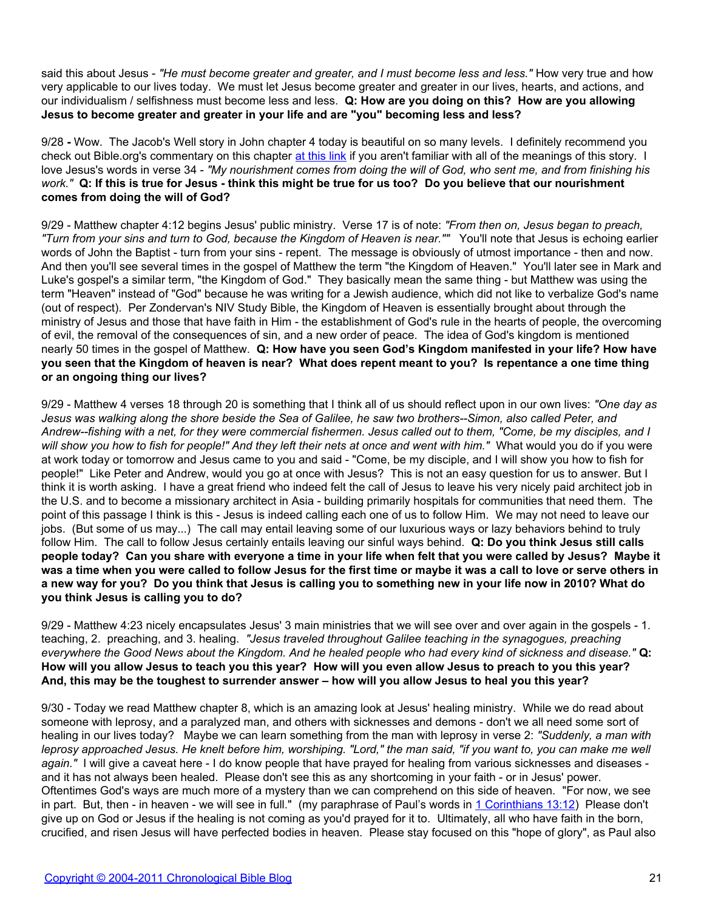said this about Jesus - *"He must become greater and greater, and I must become less and less."* How very true and how very applicable to our lives today. We must let Jesus become greater and greater in our lives, hearts, and actions, and our individualism / selfishness must become less and less. **Q: How are you doing on this? How are you allowing Jesus to become greater and greater in your life and are "you" becoming less and less?**

9/28 **-** Wow. The Jacob's Well story in John chapter 4 today is beautiful on so many levels. I definitely recommend you check out Bible.org's commentary on this chapter [at this link] if you aren't familiar with all of the meanings of this story. I love Jesus's words in verse 34 - *"My nourishment comes from doing the will of God, who sent me, and from finishing his work."* **Q: If this is true for Jesus - think this might be true for us too? Do you believe that our nourishment comes from doing the will of God?**

9/29 - Matthew chapter 4:12 begins Jesus' public ministry. Verse 17 is of note: *"From then on, Jesus began to preach, "Turn from your sins and turn to God, because the Kingdom of Heaven is near.""* You'll note that Jesus is echoing earlier words of John the Baptist - turn from your sins - repent. The message is obviously of utmost importance - then and now. And then you'll see several times in the gospel of Matthew the term "the Kingdom of Heaven." You'll later see in Mark and Luke's gospel's a similar term, "the Kingdom of God." They basically mean the same thing - but Matthew was using the term "Heaven" instead of "God" because he was writing for a Jewish audience, which did not like to verbalize God's name (out of respect). Per Zondervan's NIV Study Bible, the Kingdom of Heaven is essentially brought about through the ministry of Jesus and those that have faith in Him - the establishment of God's rule in the hearts of people, the overcoming of evil, the removal of the consequences of sin, and a new order of peace. The idea of God's kingdom is mentioned nearly 50 times in the gospel of Matthew. **Q: How have you seen God's Kingdom manifested in your life? How have you seen that the Kingdom of heaven is near? What does repent meant to you? Is repentance a one time thing or an ongoing thing our lives?**

9/29 - Matthew 4 verses 18 through 20 is something that I think all of us should reflect upon in our own lives: *"One day as Jesus was walking along the shore beside the Sea of Galilee, he saw two brothers--Simon, also called Peter, and Andrew--fishing with a net, for they were commercial fishermen. Jesus called out to them, "Come, be my disciples, and I will show you how to fish for people!" And they left their nets at once and went with him."* What would you do if you were at work today or tomorrow and Jesus came to you and said - "Come, be my disciple, and I will show you how to fish for people!" Like Peter and Andrew, would you go at once with Jesus? This is not an easy question for us to answer. But I think it is worth asking. I have a great friend who indeed felt the call of Jesus to leave his very nicely paid architect job in the U.S. and to become a missionary architect in Asia - building primarily hospitals for communities that need them. The point of this passage I think is this - Jesus is indeed calling each one of us to follow Him. We may not need to leave our jobs. (But some of us may...) The call may entail leaving some of our luxurious ways or lazy behaviors behind to truly follow Him. The call to follow Jesus certainly entails leaving our sinful ways behind. **Q: Do you think Jesus still calls people today? Can you share with everyone a time in your life when felt that you were called by Jesus? Maybe it was a time when you were called to follow Jesus for the first time or maybe it was a call to love or serve others in a new way for you? Do you think that Jesus is calling you to something new in your life now in 2010? What do you think Jesus is calling you to do?**

9/29 - Matthew 4:23 nicely encapsulates Jesus' 3 main ministries that we will see over and over again in the gospels - 1. teaching, 2. preaching, and 3. healing. *"Jesus traveled throughout Galilee teaching in the synagogues, preaching everywhere the Good News about the Kingdom. And he healed people who had every kind of sickness and disease."* **Q: How will you allow Jesus to teach you this year? How will you even allow Jesus to preach to you this year? And, this may be the toughest to surrender answer – how will you allow Jesus to heal you this year?**

9/30 - Today we read Matthew chapter 8, which is an amazing look at Jesus' healing ministry. While we do read about someone with leprosy, and a paralyzed man, and others with sicknesses and demons - don't we all need some sort of healing in our lives today? Maybe we can learn something from the man with leprosy in verse 2: *"Suddenly, a man with leprosy approached Jesus. He knelt before him, worshiping. "Lord," the man said, "if you want to, you can make me well again."* I will give a caveat here - I do know people that have prayed for healing from various sicknesses and diseases - and it has not always been healed. Please don't see this as any shortcoming in your faith - or in Jesus' power. Oftentimes God's ways are much more of a mystery than we can comprehend on this side of heaven. "For now, we see in part. But, then - in heaven - we will see in full." (my paraphrase of Paul's words in [1 Corinthians 13:12]) Please don't give up on God or Jesus if the healing is not coming as you'd prayed for it to. Ultimately, all who have faith in the born, crucified, and risen Jesus will have perfected bodies in heaven. Please stay focused on this "hope of glory", as Paul also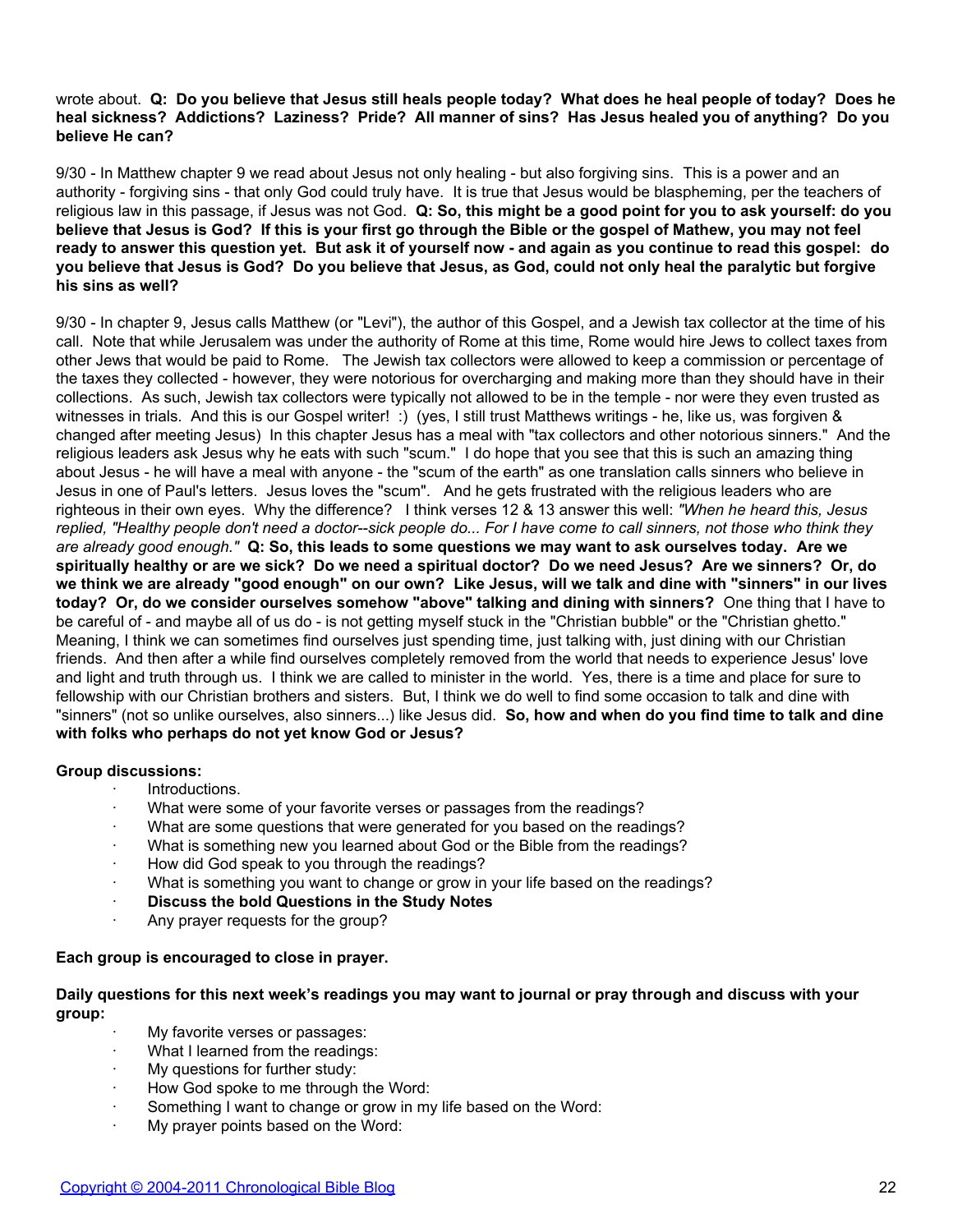wrote about. **Q: Do you believe that Jesus still heals people today? What does he heal people of today? Does he heal sickness? Addictions? Laziness? Pride? All manner of sins? Has Jesus healed you of anything? Do you believe He can?**

9/30 - In Matthew chapter 9 we read about Jesus not only healing - but also forgiving sins. This is a power and an authority - forgiving sins - that only God could truly have. It is true that Jesus would be blaspheming, per the teachers of religious law in this passage, if Jesus was not God. **Q: So, this might be a good point for you to ask yourself: do you believe that Jesus is God? If this is your first go through the Bible or the gospel of Mathew, you may not feel ready to answer this question yet. But ask it of yourself now - and again as you continue to read this gospel: do you believe that Jesus is God? Do you believe that Jesus, as God, could not only heal the paralytic but forgive his sins as well?**

9/30 - In chapter 9, Jesus calls Matthew (or "Levi"), the author of this Gospel, and a Jewish tax collector at the time of his call. Note that while Jerusalem was under the authority of Rome at this time, Rome would hire Jews to collect taxes from other Jews that would be paid to Rome. The Jewish tax collectors were allowed to keep a commission or percentage of the taxes they collected - however, they were notorious for overcharging and making more than they should have in their collections. As such, Jewish tax collectors were typically not allowed to be in the temple - nor were they even trusted as witnesses in trials. And this is our Gospel writer! :) (yes, I still trust Matthews writings - he, like us, was forgiven & changed after meeting Jesus) In this chapter Jesus has a meal with "tax collectors and other notorious sinners." And the religious leaders ask Jesus why he eats with such "scum." I do hope that you see that this is such an amazing thing about Jesus - he will have a meal with anyone - the "scum of the earth" as one translation calls sinners who believe in Jesus in one of Paul's letters. Jesus loves the "scum". And he gets frustrated with the religious leaders who are righteous in their own eyes. Why the difference? I think verses 12 & 13 answer this well: *"When he heard this, Jesus replied, "Healthy people don't need a doctor--sick people do... For I have come to call sinners, not those who think they are already good enough."* **Q: So, this leads to some questions we may want to ask ourselves today. Are we spiritually healthy or are we sick? Do we need a spiritual doctor? Do we need Jesus? Are we sinners? Or, do we think we are already "good enough" on our own? Like Jesus, will we talk and dine with "sinners" in our lives today? Or, do we consider ourselves somehow "above" talking and dining with sinners?** One thing that I have to be careful of - and maybe all of us do - is not getting myself stuck in the "Christian bubble" or the "Christian ghetto." Meaning, I think we can sometimes find ourselves just spending time, just talking with, just dining with our Christian friends. And then after a while find ourselves completely removed from the world that needs to experience Jesus' love and light and truth through us. I think we are called to minister in the world. Yes, there is a time and place for sure to fellowship with our Christian brothers and sisters. But, I think we do well to find some occasion to talk and dine with "sinners" (not so unlike ourselves, also sinners...) like Jesus did. **So, how and when do you find time to talk and dine with folks who perhaps do not yet know God or Jesus?**

**Group discussions:**

- Introductions.
- What were some of your favorite verses or passages from the readings?
- What are some questions that were generated for you based on the readings?
- What is something new you learned about God or the Bible from the readings?
- How did God speak to you through the readings?
- What is something you want to change or grow in your life based on the readings?
- **Discuss the bold Questions in the Study Notes**
- Any prayer requests for the group?

**Each group is encouraged to close in prayer.**

**Daily questions for this next week's readings you may want to journal or pray through and discuss with your group:**

- My favorite verses or passages:
- What I learned from the readings:
- My questions for further study:
- How God spoke to me through the Word:
- Something I want to change or grow in my life based on the Word:
- My prayer points based on the Word: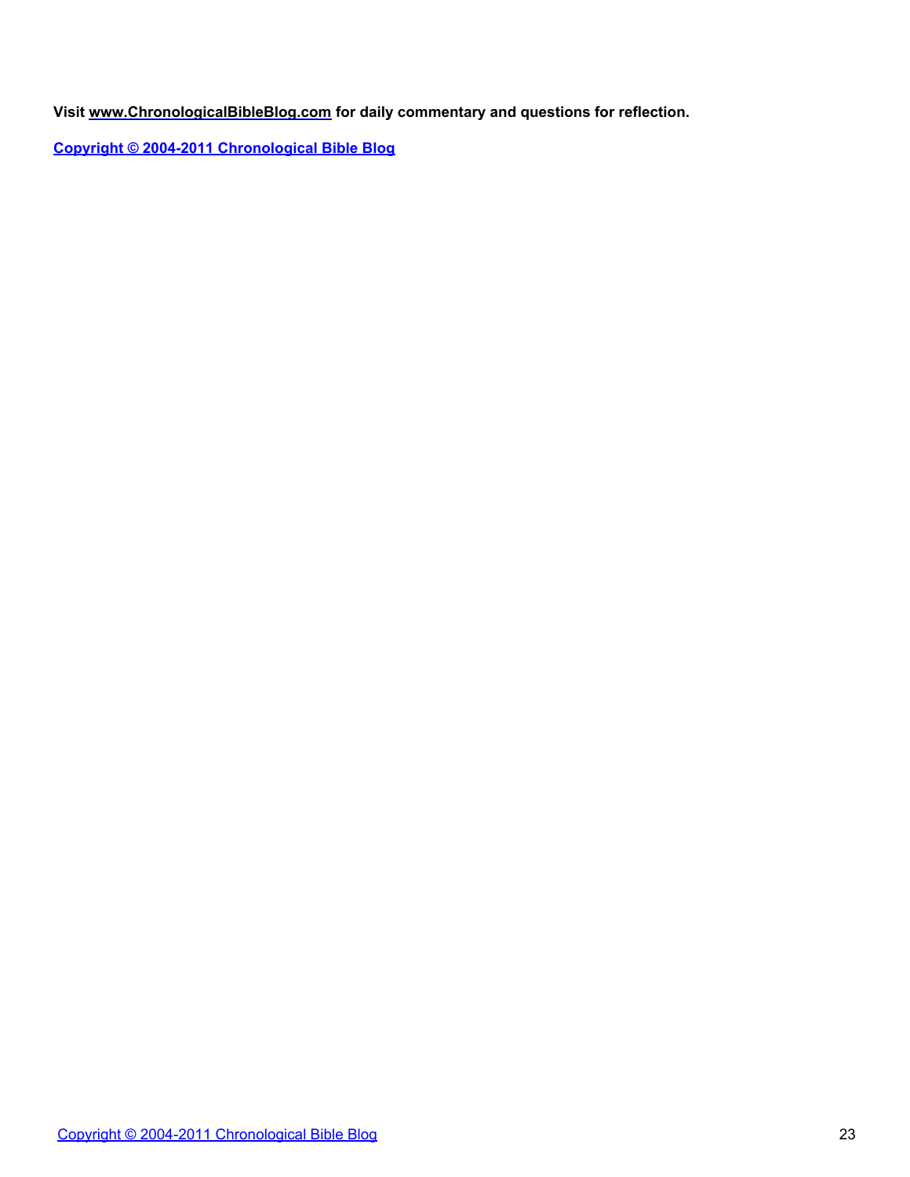**Visit www.ChronologicalBibleBlog.com for daily commentary and questions for reflection.**

**Copyright © 2004-2011 Chronological Bible Blog**